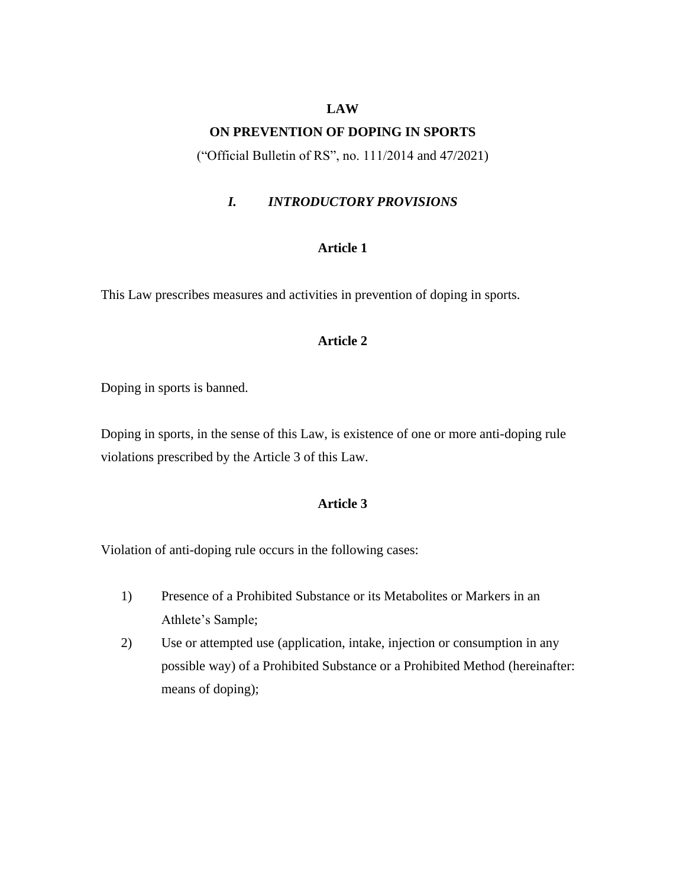# LAW

# ON PREVENTION OF DOPING IN SPORTS

("Official Bulletin of RS", no. 111/2014 and 47/2021)

## *I. INTRODUCTORY PROVISIONS*

### Article 1

This Law prescribes measures and activities in prevention of doping in sports.

### Article 2

Doping in sports is banned.

Doping in sports, in the sense of this Law, is existence of one or more anti-doping rule violations prescribed by the Article 3 of this Law.

### Article 3

Violation of anti-doping rule occurs in the following cases:

1) Presence of a Prohibited Substance or its Metabolites or Markers in an Athlete's Sample;
2) Use or attempted use (application, intake, injection or consumption in any possible way) of a Prohibited Substance or a Prohibited Method (hereinafter: means of doping);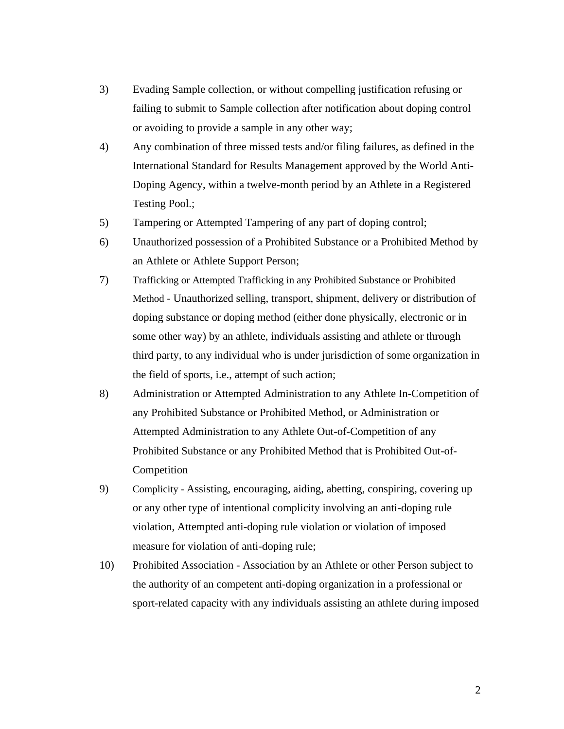3) Evading Sample collection, or without compelling justification refusing or failing to submit to Sample collection after notification about doping control or avoiding to provide a sample in any other way;

4) Any combination of three missed tests and/or filing failures, as defined in the International Standard for Results Management approved by the World Anti-Doping Agency, within a twelve-month period by an Athlete in a Registered Testing Pool.;

5) Tampering or Attempted Tampering of any part of doping control;

6) Unauthorized possession of a Prohibited Substance or a Prohibited Method by an Athlete or Athlete Support Person;

7) Trafficking or Attempted Trafficking in any Prohibited Substance or Prohibited Method - Unauthorized selling, transport, shipment, delivery or distribution of doping substance or doping method (either done physically, electronic or in some other way) by an athlete, individuals assisting and athlete or through third party, to any individual who is under jurisdiction of some organization in the field of sports, i.e., attempt of such action;

8) Administration or Attempted Administration to any Athlete In-Competition of any Prohibited Substance or Prohibited Method, or Administration or Attempted Administration to any Athlete Out-of-Competition of any Prohibited Substance or any Prohibited Method that is Prohibited Out-of-Competition

9) Complicity - Assisting, encouraging, aiding, abetting, conspiring, covering up or any other type of intentional complicity involving an anti-doping rule violation, Attempted anti-doping rule violation or violation of imposed measure for violation of anti-doping rule;

10) Prohibited Association - Association by an Athlete or other Person subject to the authority of an competent anti-doping organization in a professional or sport-related capacity with any individuals assisting an athlete during imposed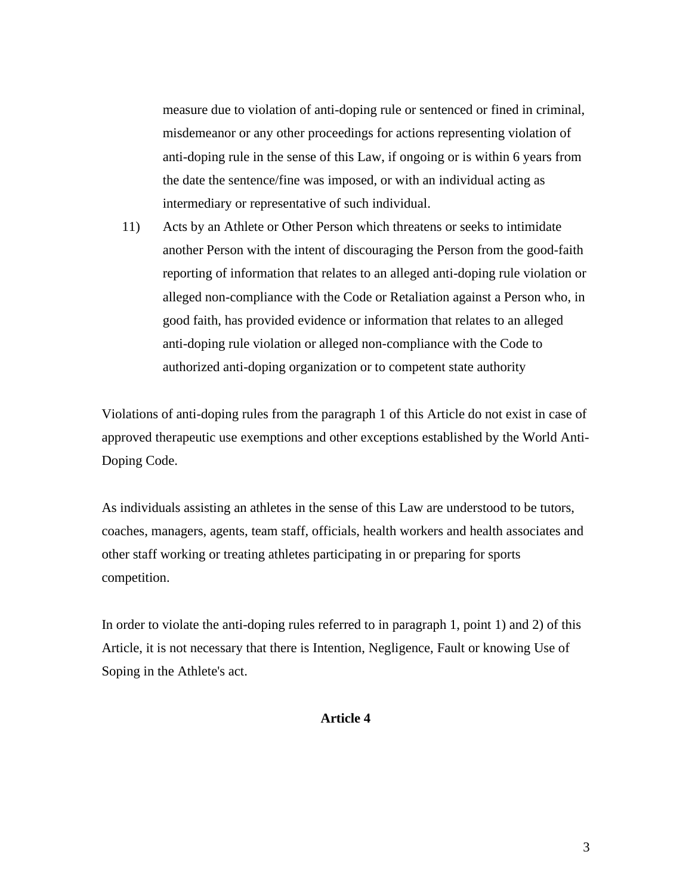measure due to violation of anti-doping rule or sentenced or fined in criminal, misdemeanor or any other proceedings for actions representing violation of anti-doping rule in the sense of this Law, if ongoing or is within 6 years from the date the sentence/fine was imposed, or with an individual acting as intermediary or representative of such individual.

11) Acts by an Athlete or Other Person which threatens or seeks to intimidate another Person with the intent of discouraging the Person from the good-faith reporting of information that relates to an alleged anti-doping rule violation or alleged non-compliance with the Code or Retaliation against a Person who, in good faith, has provided evidence or information that relates to an alleged anti-doping rule violation or alleged non-compliance with the Code to authorized anti-doping organization or to competent state authority

Violations of anti-doping rules from the paragraph 1 of this Article do not exist in case of approved therapeutic use exemptions and other exceptions established by the World Anti-Doping Code.

As individuals assisting an athletes in the sense of this Law are understood to be tutors, coaches, managers, agents, team staff, officials, health workers and health associates and other staff working or treating athletes participating in or preparing for sports competition.

In order to violate the anti-doping rules referred to in paragraph 1, point 1) and 2) of this Article, it is not necessary that there is Intention, Negligence, Fault or knowing Use of Soping in the Athlete's act.

**Article 4**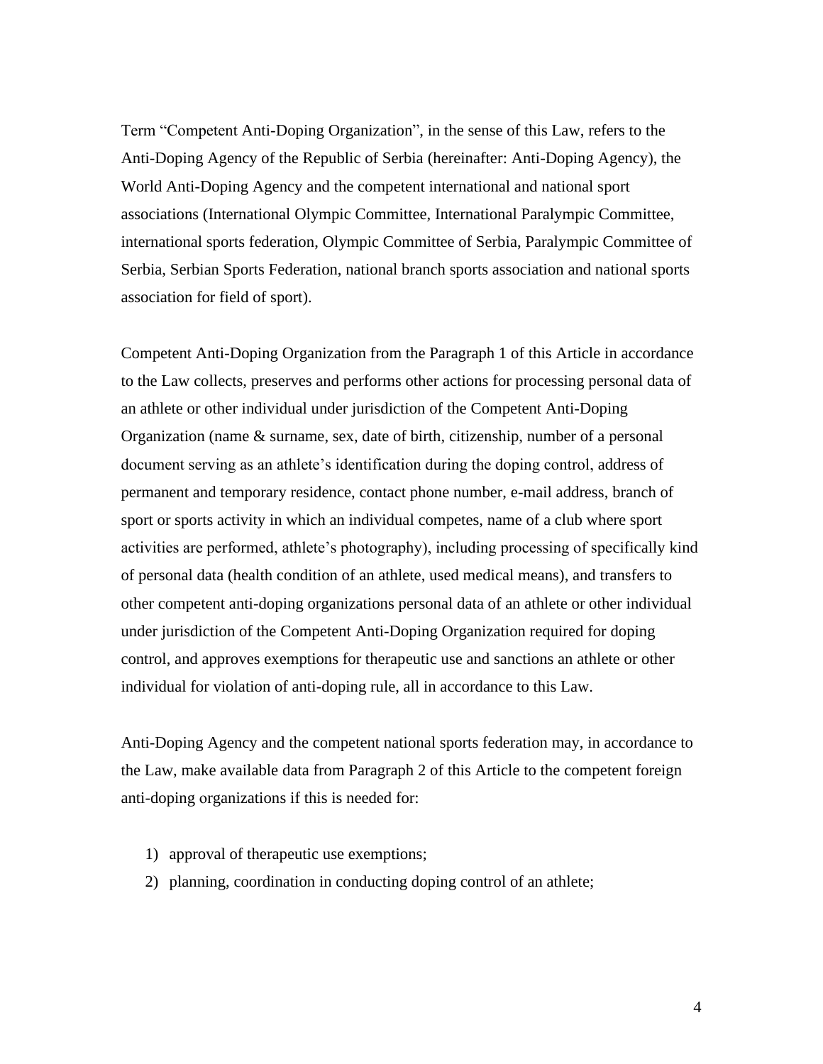Term "Competent Anti-Doping Organization", in the sense of this Law, refers to the Anti-Doping Agency of the Republic of Serbia (hereinafter: Anti-Doping Agency), the World Anti-Doping Agency and the competent international and national sport associations (International Olympic Committee, International Paralympic Committee, international sports federation, Olympic Committee of Serbia, Paralympic Committee of Serbia, Serbian Sports Federation, national branch sports association and national sports association for field of sport).

Competent Anti-Doping Organization from the Paragraph 1 of this Article in accordance to the Law collects, preserves and performs other actions for processing personal data of an athlete or other individual under jurisdiction of the Competent Anti-Doping Organization (name & surname, sex, date of birth, citizenship, number of a personal document serving as an athlete's identification during the doping control, address of permanent and temporary residence, contact phone number, e-mail address, branch of sport or sports activity in which an individual competes, name of a club where sport activities are performed, athlete's photography), including processing of specifically kind of personal data (health condition of an athlete, used medical means), and transfers to other competent anti-doping organizations personal data of an athlete or other individual under jurisdiction of the Competent Anti-Doping Organization required for doping control, and approves exemptions for therapeutic use and sanctions an athlete or other individual for violation of anti-doping rule, all in accordance to this Law.

Anti-Doping Agency and the competent national sports federation may, in accordance to the Law, make available data from Paragraph 2 of this Article to the competent foreign anti-doping organizations if this is needed for:

1) approval of therapeutic use exemptions;
2) planning, coordination in conducting doping control of an athlete;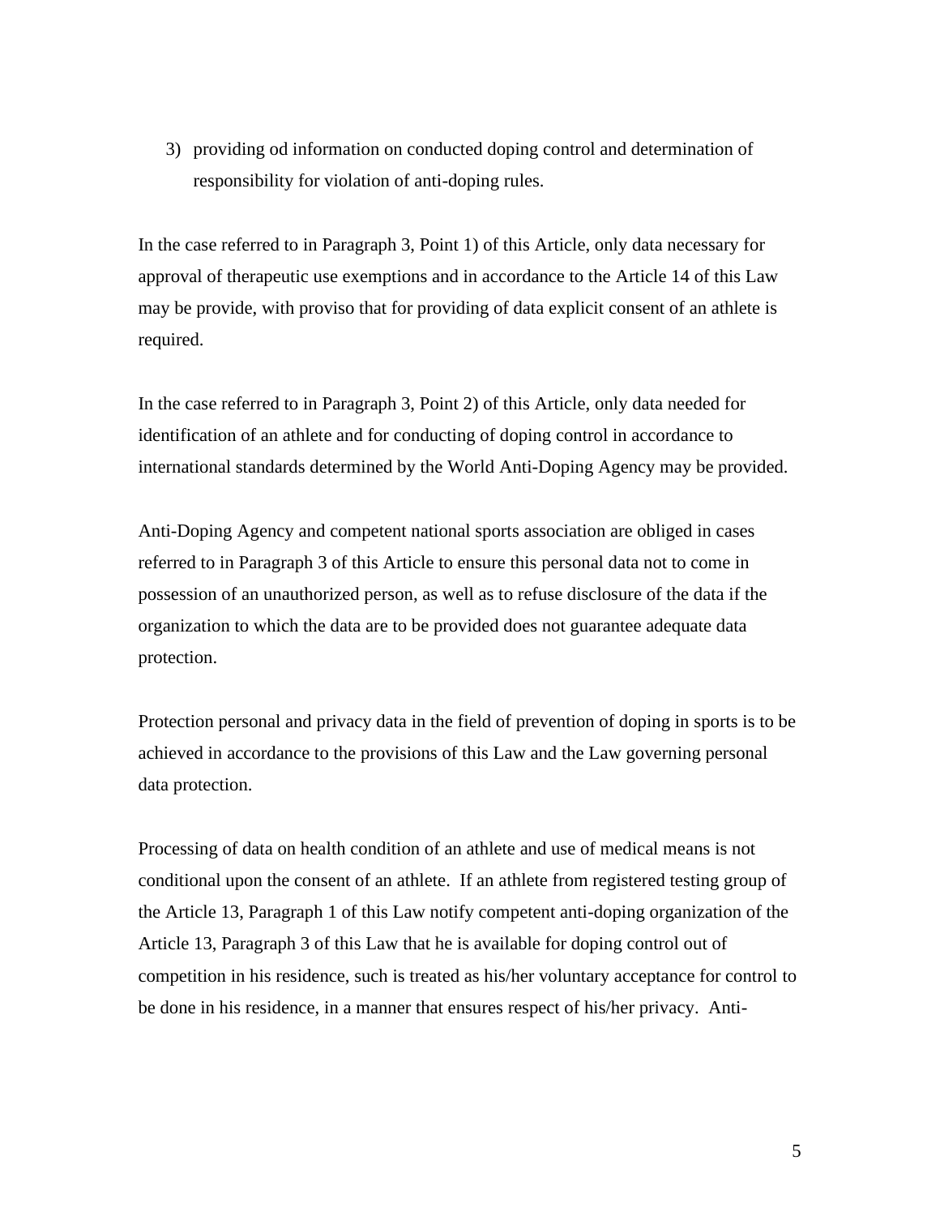3) providing od information on conducted doping control and determination of responsibility for violation of anti-doping rules.

In the case referred to in Paragraph 3, Point 1) of this Article, only data necessary for approval of therapeutic use exemptions and in accordance to the Article 14 of this Law may be provide, with proviso that for providing of data explicit consent of an athlete is required.

In the case referred to in Paragraph 3, Point 2) of this Article, only data needed for identification of an athlete and for conducting of doping control in accordance to international standards determined by the World Anti-Doping Agency may be provided.

Anti-Doping Agency and competent national sports association are obliged in cases referred to in Paragraph 3 of this Article to ensure this personal data not to come in possession of an unauthorized person, as well as to refuse disclosure of the data if the organization to which the data are to be provided does not guarantee adequate data protection.

Protection personal and privacy data in the field of prevention of doping in sports is to be achieved in accordance to the provisions of this Law and the Law governing personal data protection.

Processing of data on health condition of an athlete and use of medical means is not conditional upon the consent of an athlete. If an athlete from registered testing group of the Article 13, Paragraph 1 of this Law notify competent anti-doping organization of the Article 13, Paragraph 3 of this Law that he is available for doping control out of competition in his residence, such is treated as his/her voluntary acceptance for control to be done in his residence, in a manner that ensures respect of his/her privacy. Anti-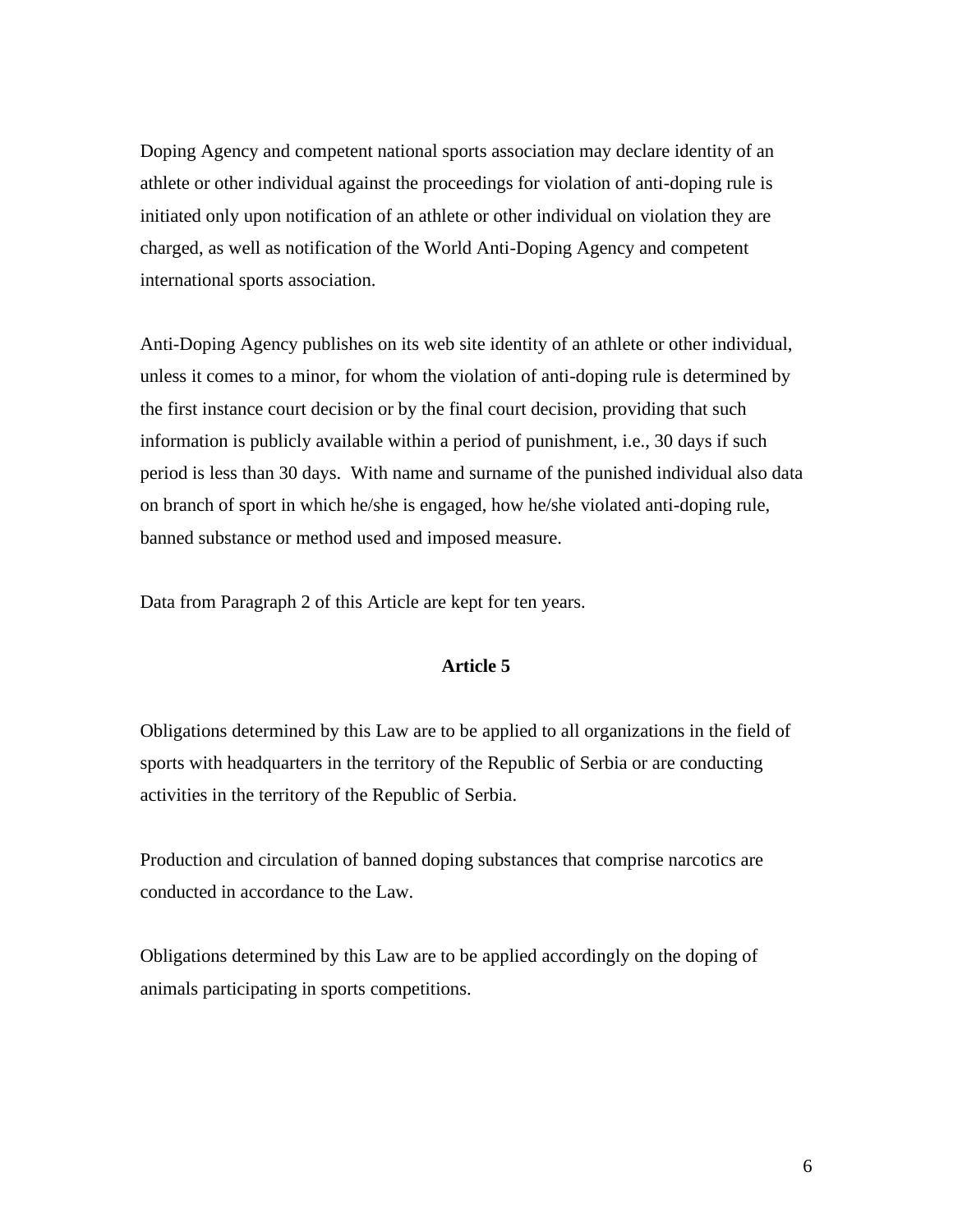Doping Agency and competent national sports association may declare identity of an athlete or other individual against the proceedings for violation of anti-doping rule is initiated only upon notification of an athlete or other individual on violation they are charged, as well as notification of the World Anti-Doping Agency and competent international sports association.

Anti-Doping Agency publishes on its web site identity of an athlete or other individual, unless it comes to a minor, for whom the violation of anti-doping rule is determined by the first instance court decision or by the final court decision, providing that such information is publicly available within a period of punishment, i.e., 30 days if such period is less than 30 days. With name and surname of the punished individual also data on branch of sport in which he/she is engaged, how he/she violated anti-doping rule, banned substance or method used and imposed measure.

Data from Paragraph 2 of this Article are kept for ten years.

### Article 5

Obligations determined by this Law are to be applied to all organizations in the field of sports with headquarters in the territory of the Republic of Serbia or are conducting activities in the territory of the Republic of Serbia.

Production and circulation of banned doping substances that comprise narcotics are conducted in accordance to the Law.

Obligations determined by this Law are to be applied accordingly on the doping of animals participating in sports competitions.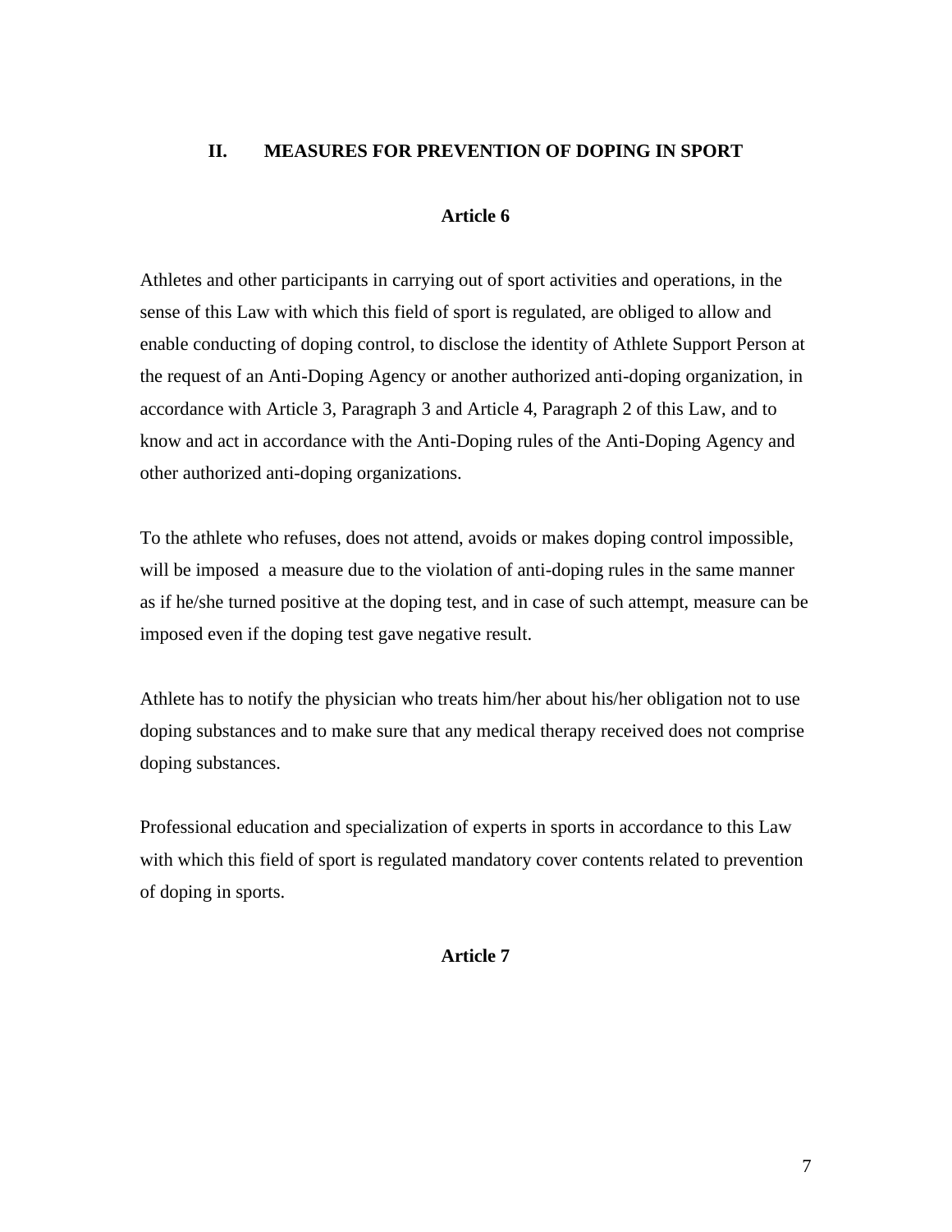## II. MEASURES FOR PREVENTION OF DOPING IN SPORT

### Article 6

Athletes and other participants in carrying out of sport activities and operations, in the sense of this Law with which this field of sport is regulated, are obliged to allow and enable conducting of doping control, to disclose the identity of Athlete Support Person at the request of an Anti-Doping Agency or another authorized anti-doping organization, in accordance with Article 3, Paragraph 3 and Article 4, Paragraph 2 of this Law, and to know and act in accordance with the Anti-Doping rules of the Anti-Doping Agency and other authorized anti-doping organizations.

To the athlete who refuses, does not attend, avoids or makes doping control impossible, will be imposed a measure due to the violation of anti-doping rules in the same manner as if he/she turned positive at the doping test, and in case of such attempt, measure can be imposed even if the doping test gave negative result.

Athlete has to notify the physician who treats him/her about his/her obligation not to use doping substances and to make sure that any medical therapy received does not comprise doping substances.

Professional education and specialization of experts in sports in accordance to this Law with which this field of sport is regulated mandatory cover contents related to prevention of doping in sports.

### Article 7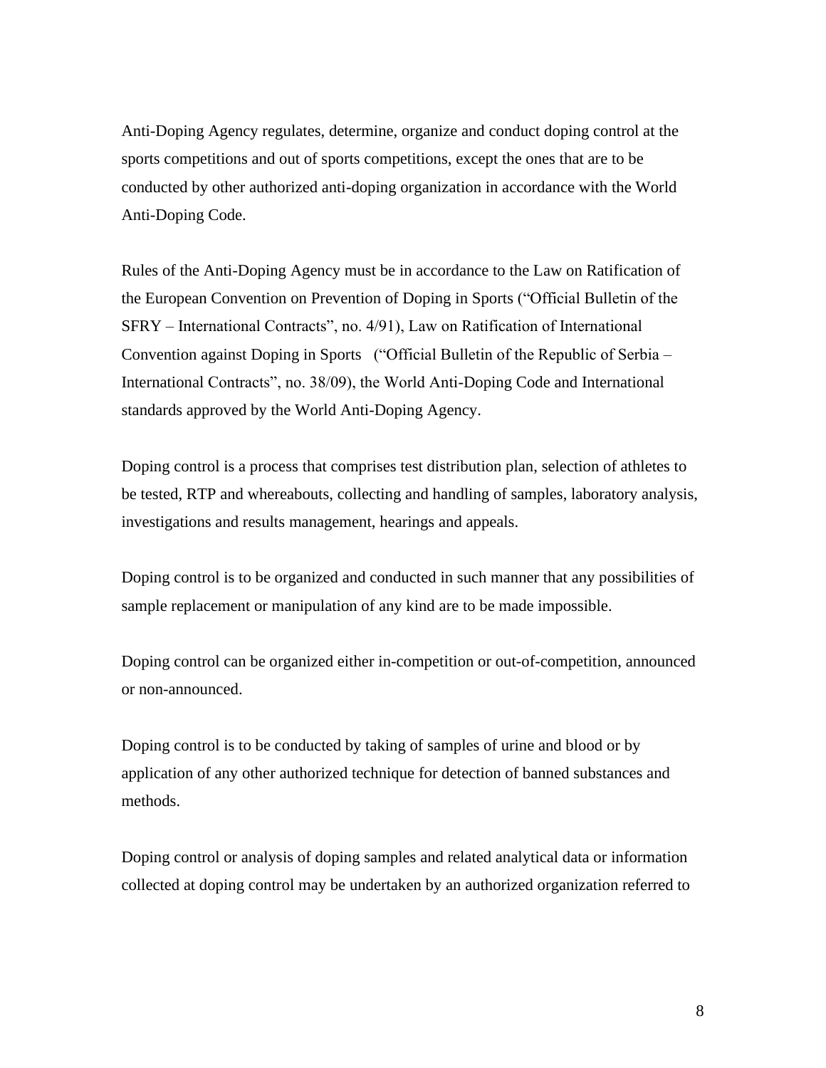Anti-Doping Agency regulates, determine, organize and conduct doping control at the sports competitions and out of sports competitions, except the ones that are to be conducted by other authorized anti-doping organization in accordance with the World Anti-Doping Code.

Rules of the Anti-Doping Agency must be in accordance to the Law on Ratification of the European Convention on Prevention of Doping in Sports ("Official Bulletin of the SFRY – International Contracts", no. 4/91), Law on Ratification of International Convention against Doping in Sports ("Official Bulletin of the Republic of Serbia – International Contracts", no. 38/09), the World Anti-Doping Code and International standards approved by the World Anti-Doping Agency.

Doping control is a process that comprises test distribution plan, selection of athletes to be tested, RTP and whereabouts, collecting and handling of samples, laboratory analysis, investigations and results management, hearings and appeals.

Doping control is to be organized and conducted in such manner that any possibilities of sample replacement or manipulation of any kind are to be made impossible.

Doping control can be organized either in-competition or out-of-competition, announced or non-announced.

Doping control is to be conducted by taking of samples of urine and blood or by application of any other authorized technique for detection of banned substances and methods.

Doping control or analysis of doping samples and related analytical data or information collected at doping control may be undertaken by an authorized organization referred to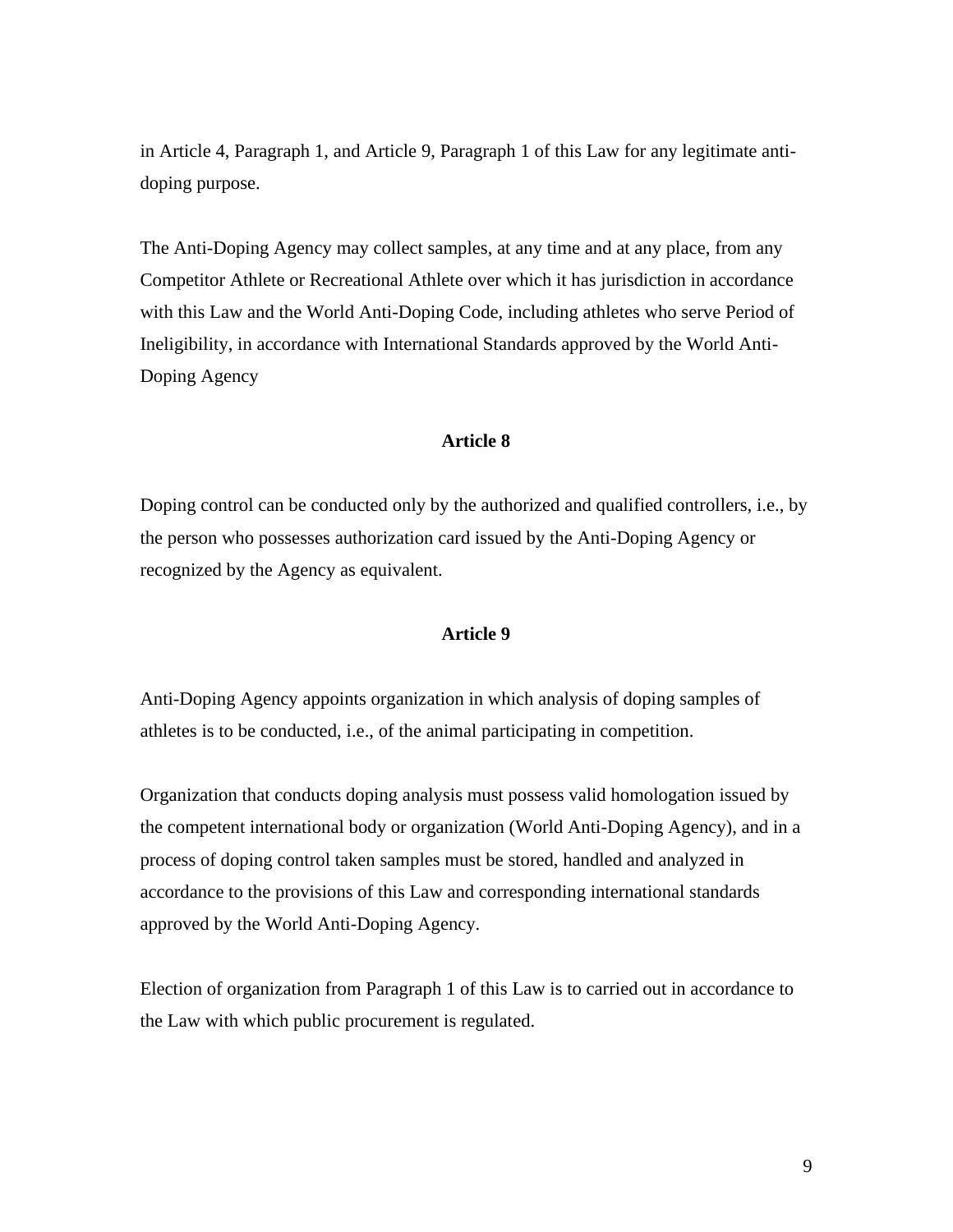in Article 4, Paragraph 1, and Article 9, Paragraph 1 of this Law for any legitimate anti-doping purpose.

The Anti-Doping Agency may collect samples, at any time and at any place, from any Competitor Athlete or Recreational Athlete over which it has jurisdiction in accordance with this Law and the World Anti-Doping Code, including athletes who serve Period of Ineligibility, in accordance with International Standards approved by the World Anti-Doping Agency

**Article 8**

Doping control can be conducted only by the authorized and qualified controllers, i.e., by the person who possesses authorization card issued by the Anti-Doping Agency or recognized by the Agency as equivalent.

**Article 9**

Anti-Doping Agency appoints organization in which analysis of doping samples of athletes is to be conducted, i.e., of the animal participating in competition.

Organization that conducts doping analysis must possess valid homologation issued by the competent international body or organization (World Anti-Doping Agency), and in a process of doping control taken samples must be stored, handled and analyzed in accordance to the provisions of this Law and corresponding international standards approved by the World Anti-Doping Agency.

Election of organization from Paragraph 1 of this Law is to carried out in accordance to the Law with which public procurement is regulated.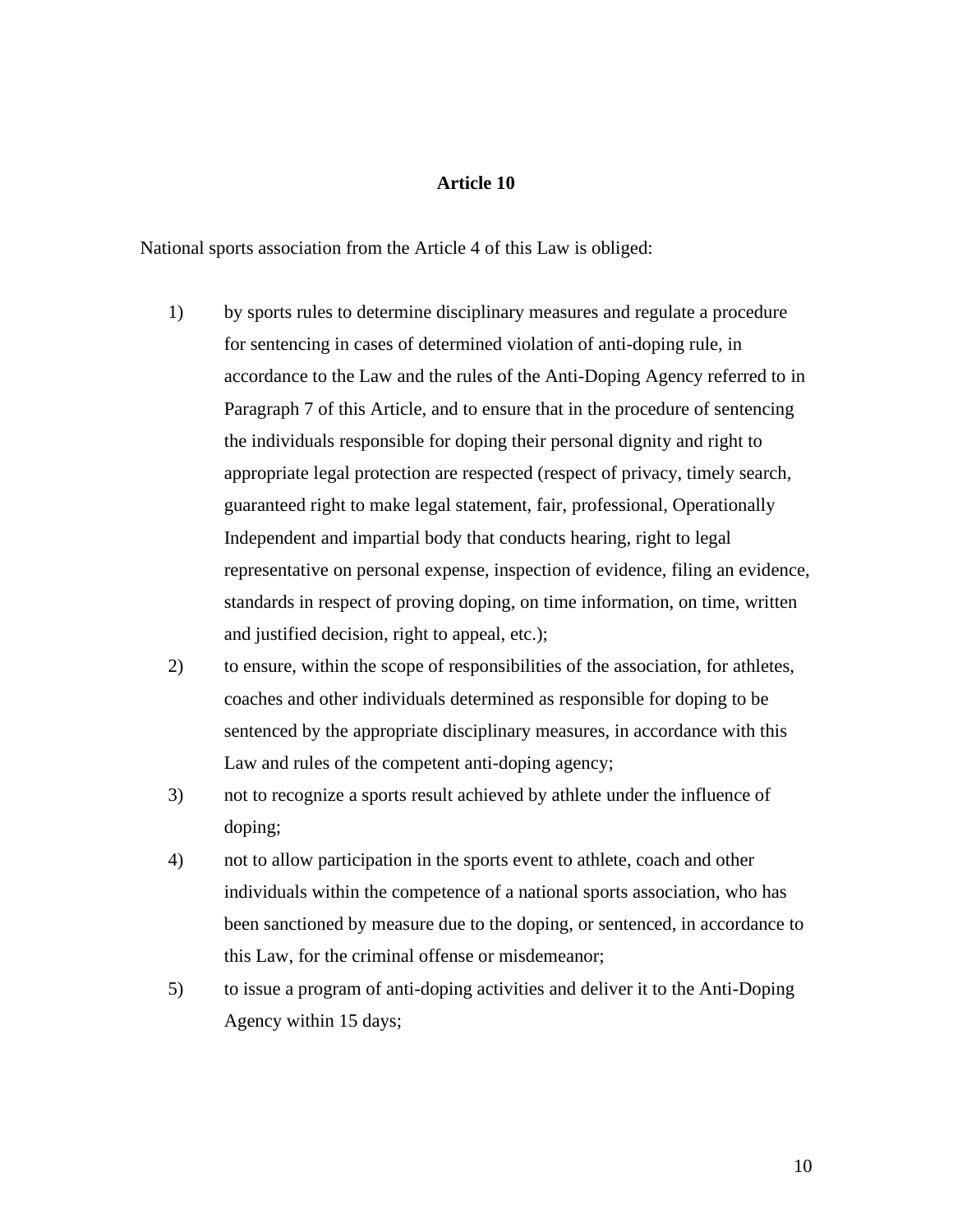### Article 10

National sports association from the Article 4 of this Law is obliged:

1) by sports rules to determine disciplinary measures and regulate a procedure for sentencing in cases of determined violation of anti-doping rule, in accordance to the Law and the rules of the Anti-Doping Agency referred to in Paragraph 7 of this Article, and to ensure that in the procedure of sentencing the individuals responsible for doping their personal dignity and right to appropriate legal protection are respected (respect of privacy, timely search, guaranteed right to make legal statement, fair, professional, Operationally Independent and impartial body that conducts hearing, right to legal representative on personal expense, inspection of evidence, filing an evidence, standards in respect of proving doping, on time information, on time, written and justified decision, right to appeal, etc.);
2) to ensure, within the scope of responsibilities of the association, for athletes, coaches and other individuals determined as responsible for doping to be sentenced by the appropriate disciplinary measures, in accordance with this Law and rules of the competent anti-doping agency;
3) not to recognize a sports result achieved by athlete under the influence of doping;
4) not to allow participation in the sports event to athlete, coach and other individuals within the competence of a national sports association, who has been sanctioned by measure due to the doping, or sentenced, in accordance to this Law, for the criminal offense or misdemeanor;
5) to issue a program of anti-doping activities and deliver it to the Anti-Doping Agency within 15 days;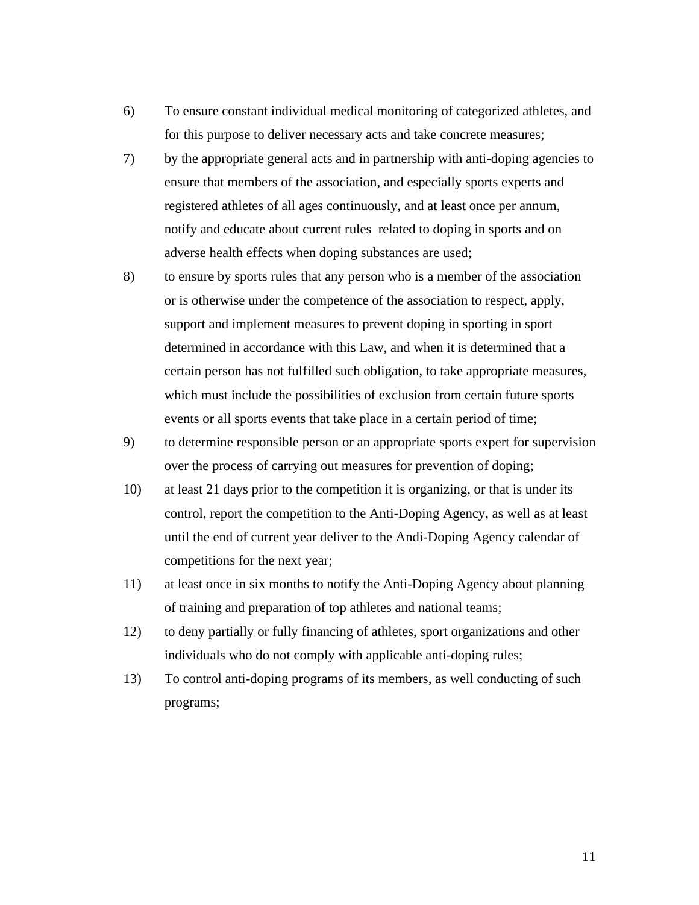6) To ensure constant individual medical monitoring of categorized athletes, and for this purpose to deliver necessary acts and take concrete measures;

7) by the appropriate general acts and in partnership with anti-doping agencies to ensure that members of the association, and especially sports experts and registered athletes of all ages continuously, and at least once per annum, notify and educate about current rules related to doping in sports and on adverse health effects when doping substances are used;

8) to ensure by sports rules that any person who is a member of the association or is otherwise under the competence of the association to respect, apply, support and implement measures to prevent doping in sporting in sport determined in accordance with this Law, and when it is determined that a certain person has not fulfilled such obligation, to take appropriate measures, which must include the possibilities of exclusion from certain future sports events or all sports events that take place in a certain period of time;

9) to determine responsible person or an appropriate sports expert for supervision over the process of carrying out measures for prevention of doping;

10) at least 21 days prior to the competition it is organizing, or that is under its control, report the competition to the Anti-Doping Agency, as well as at least until the end of current year deliver to the Andi-Doping Agency calendar of competitions for the next year;

11) at least once in six months to notify the Anti-Doping Agency about planning of training and preparation of top athletes and national teams;

12) to deny partially or fully financing of athletes, sport organizations and other individuals who do not comply with applicable anti-doping rules;

13) To control anti-doping programs of its members, as well conducting of such programs;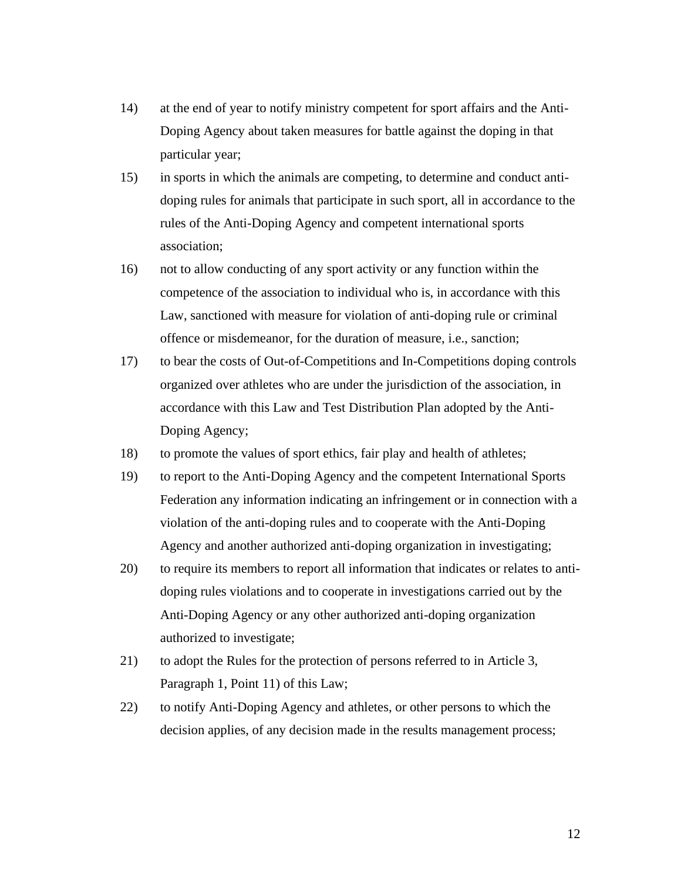14) at the end of year to notify ministry competent for sport affairs and the Anti-Doping Agency about taken measures for battle against the doping in that particular year;

15) in sports in which the animals are competing, to determine and conduct anti-doping rules for animals that participate in such sport, all in accordance to the rules of the Anti-Doping Agency and competent international sports association;

16) not to allow conducting of any sport activity or any function within the competence of the association to individual who is, in accordance with this Law, sanctioned with measure for violation of anti-doping rule or criminal offence or misdemeanor, for the duration of measure, i.e., sanction;

17) to bear the costs of Out-of-Competitions and In-Competitions doping controls organized over athletes who are under the jurisdiction of the association, in accordance with this Law and Test Distribution Plan adopted by the Anti-Doping Agency;

18) to promote the values of sport ethics, fair play and health of athletes;

19) to report to the Anti-Doping Agency and the competent International Sports Federation any information indicating an infringement or in connection with a violation of the anti-doping rules and to cooperate with the Anti-Doping Agency and another authorized anti-doping organization in investigating;

20) to require its members to report all information that indicates or relates to anti-doping rules violations and to cooperate in investigations carried out by the Anti-Doping Agency or any other authorized anti-doping organization authorized to investigate;

21) to adopt the Rules for the protection of persons referred to in Article 3, Paragraph 1, Point 11) of this Law;

22) to notify Anti-Doping Agency and athletes, or other persons to which the decision applies, of any decision made in the results management process;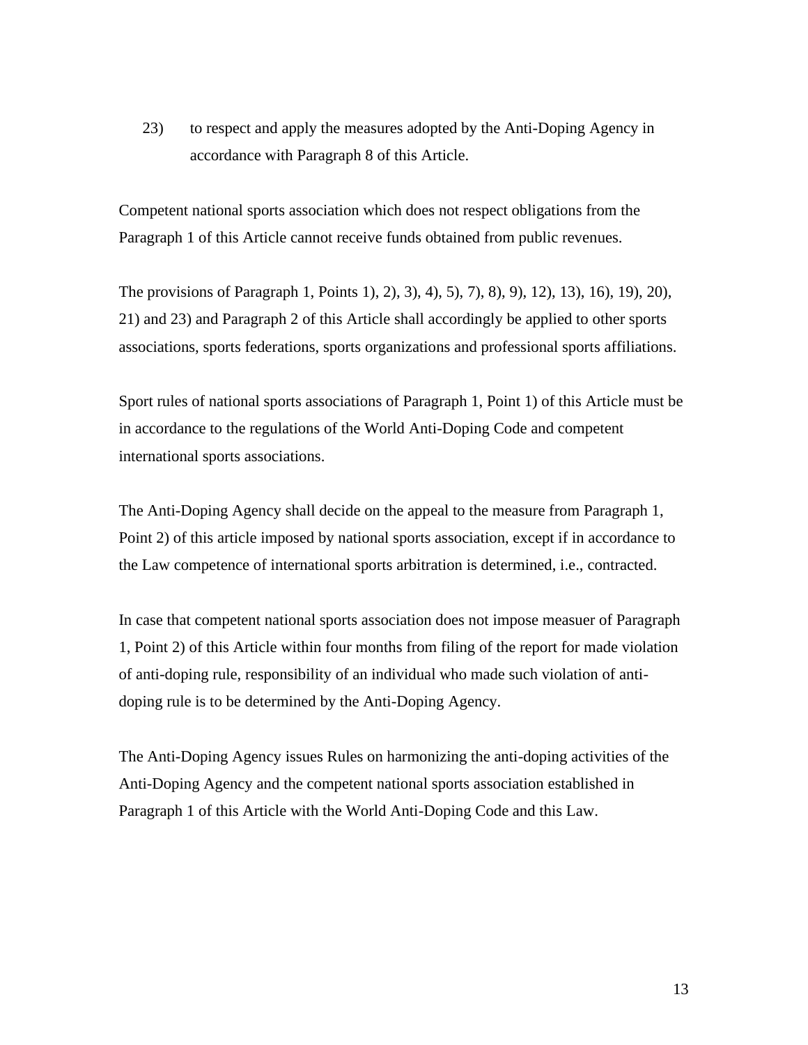23) to respect and apply the measures adopted by the Anti-Doping Agency in accordance with Paragraph 8 of this Article.

Competent national sports association which does not respect obligations from the Paragraph 1 of this Article cannot receive funds obtained from public revenues.

The provisions of Paragraph 1, Points 1), 2), 3), 4), 5), 7), 8), 9), 12), 13), 16), 19), 20), 21) and 23) and Paragraph 2 of this Article shall accordingly be applied to other sports associations, sports federations, sports organizations and professional sports affiliations.

Sport rules of national sports associations of Paragraph 1, Point 1) of this Article must be in accordance to the regulations of the World Anti-Doping Code and competent international sports associations.

The Anti-Doping Agency shall decide on the appeal to the measure from Paragraph 1, Point 2) of this article imposed by national sports association, except if in accordance to the Law competence of international sports arbitration is determined, i.e., contracted.

In case that competent national sports association does not impose measuer of Paragraph 1, Point 2) of this Article within four months from filing of the report for made violation of anti-doping rule, responsibility of an individual who made such violation of anti-doping rule is to be determined by the Anti-Doping Agency.

The Anti-Doping Agency issues Rules on harmonizing the anti-doping activities of the Anti-Doping Agency and the competent national sports association established in Paragraph 1 of this Article with the World Anti-Doping Code and this Law.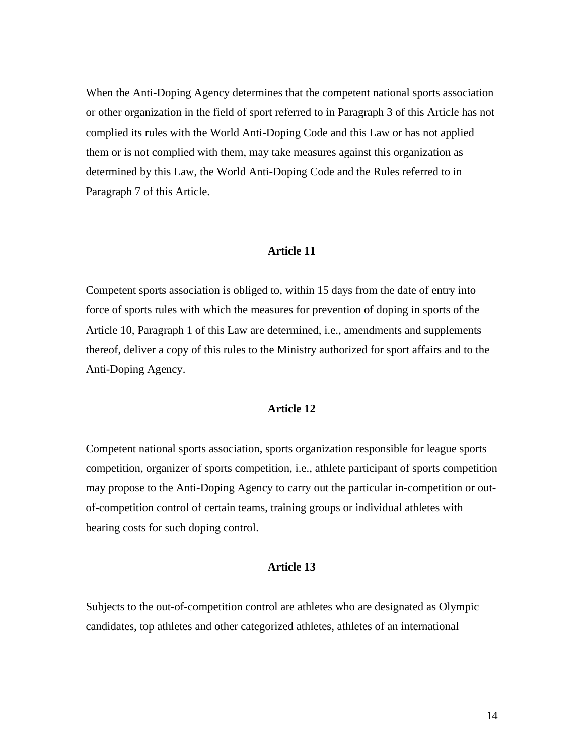When the Anti-Doping Agency determines that the competent national sports association or other organization in the field of sport referred to in Paragraph 3 of this Article has not complied its rules with the World Anti-Doping Code and this Law or has not applied them or is not complied with them, may take measures against this organization as determined by this Law, the World Anti-Doping Code and the Rules referred to in Paragraph 7 of this Article.

### Article 11

Competent sports association is obliged to, within 15 days from the date of entry into force of sports rules with which the measures for prevention of doping in sports of the Article 10, Paragraph 1 of this Law are determined, i.e., amendments and supplements thereof, deliver a copy of this rules to the Ministry authorized for sport affairs and to the Anti-Doping Agency.

### Article 12

Competent national sports association, sports organization responsible for league sports competition, organizer of sports competition, i.e., athlete participant of sports competition may propose to the Anti-Doping Agency to carry out the particular in-competition or out-of-competition control of certain teams, training groups or individual athletes with bearing costs for such doping control.

### Article 13

Subjects to the out-of-competition control are athletes who are designated as Olympic candidates, top athletes and other categorized athletes, athletes of an international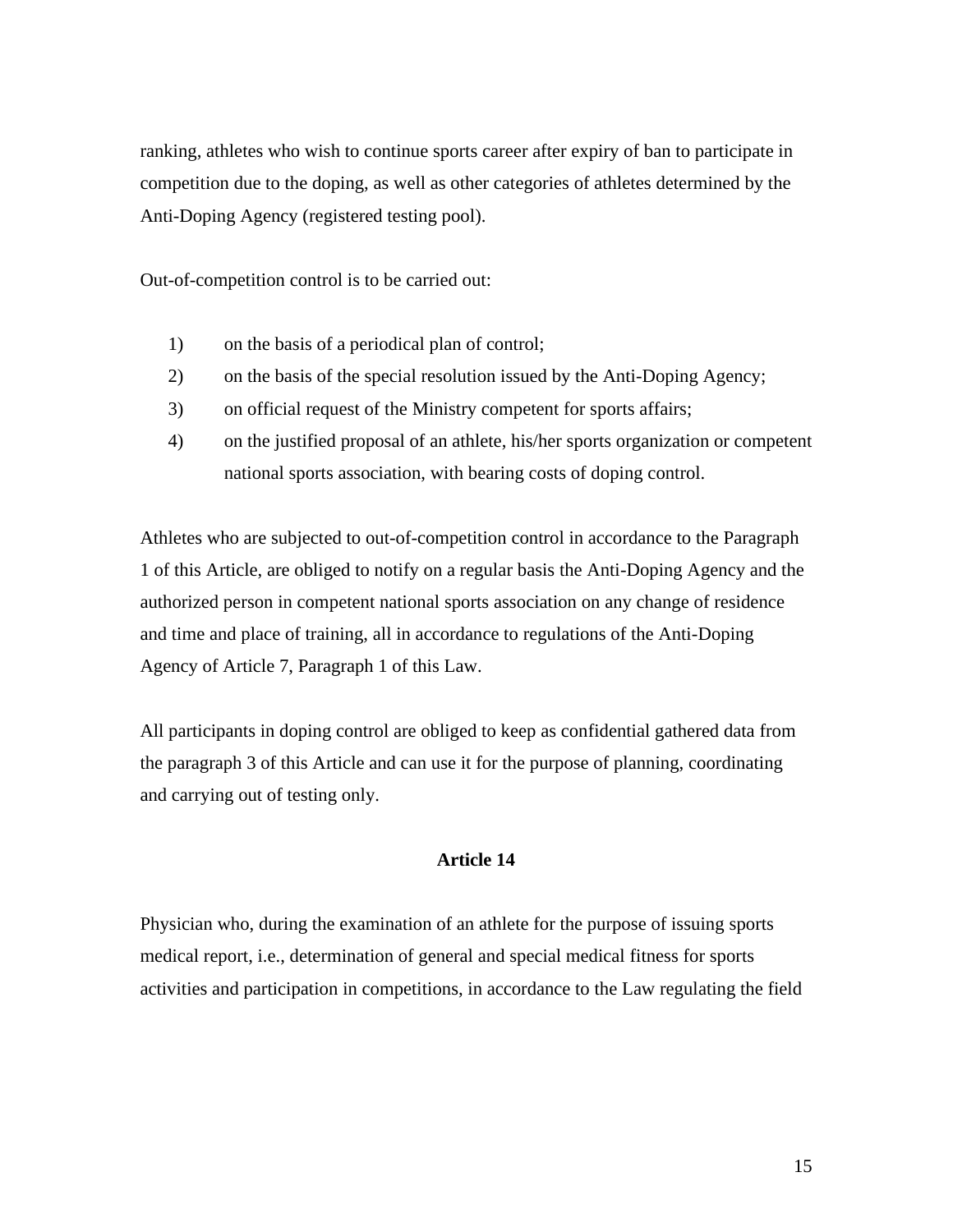ranking, athletes who wish to continue sports career after expiry of ban to participate in competition due to the doping, as well as other categories of athletes determined by the Anti-Doping Agency (registered testing pool).

Out-of-competition control is to be carried out:

1) on the basis of a periodical plan of control;
2) on the basis of the special resolution issued by the Anti-Doping Agency;
3) on official request of the Ministry competent for sports affairs;
4) on the justified proposal of an athlete, his/her sports organization or competent national sports association, with bearing costs of doping control.

Athletes who are subjected to out-of-competition control in accordance to the Paragraph 1 of this Article, are obliged to notify on a regular basis the Anti-Doping Agency and the authorized person in competent national sports association on any change of residence and time and place of training, all in accordance to regulations of the Anti-Doping Agency of Article 7, Paragraph 1 of this Law.

All participants in doping control are obliged to keep as confidential gathered data from the paragraph 3 of this Article and can use it for the purpose of planning, coordinating and carrying out of testing only.

**Article 14**

Physician who, during the examination of an athlete for the purpose of issuing sports medical report, i.e., determination of general and special medical fitness for sports activities and participation in competitions, in accordance to the Law regulating the field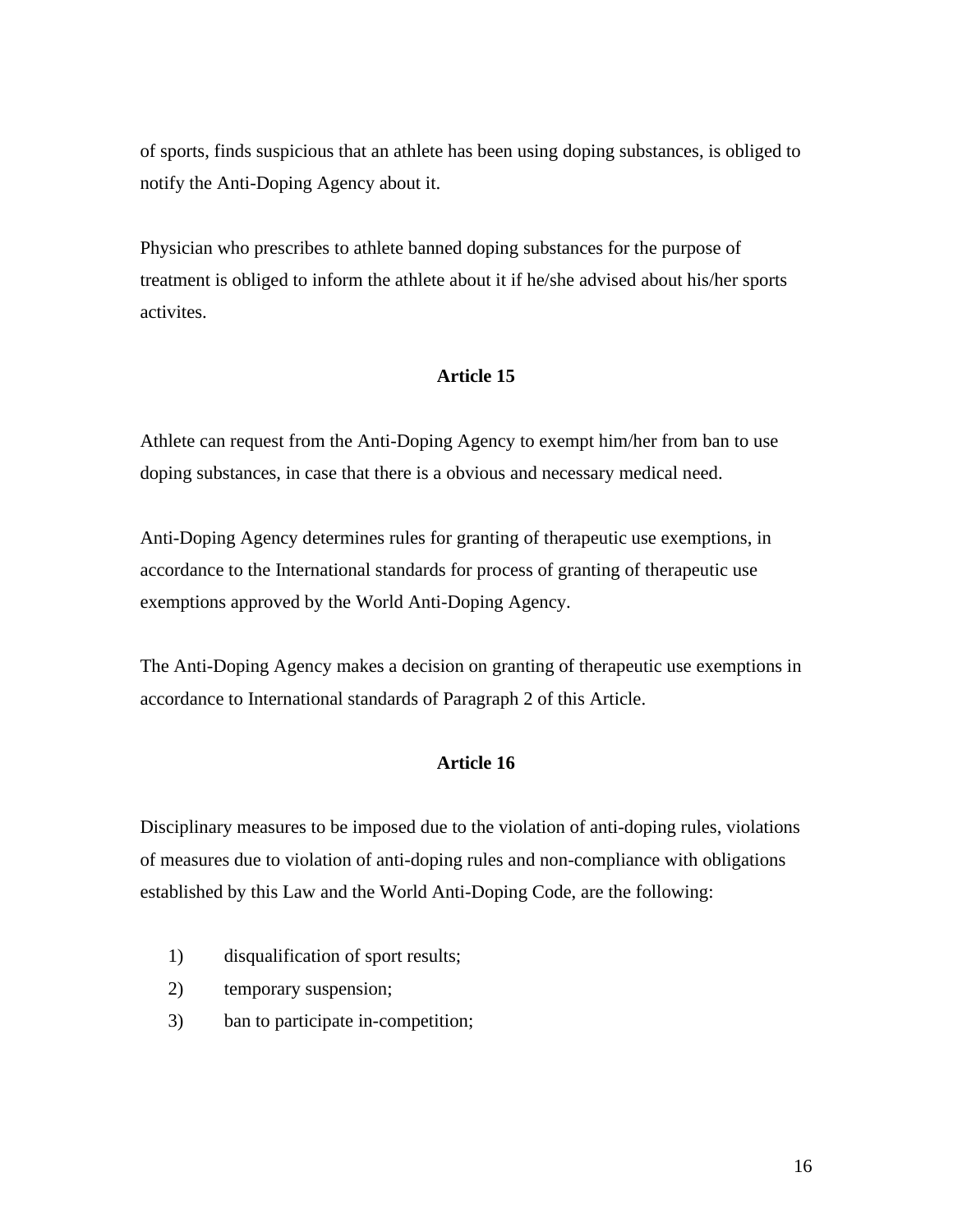of sports, finds suspicious that an athlete has been using doping substances, is obliged to notify the Anti-Doping Agency about it.

Physician who prescribes to athlete banned doping substances for the purpose of treatment is obliged to inform the athlete about it if he/she advised about his/her sports activites.

**Article 15**

Athlete can request from the Anti-Doping Agency to exempt him/her from ban to use doping substances, in case that there is a obvious and necessary medical need.

Anti-Doping Agency determines rules for granting of therapeutic use exemptions, in accordance to the International standards for process of granting of therapeutic use exemptions approved by the World Anti-Doping Agency.

The Anti-Doping Agency makes a decision on granting of therapeutic use exemptions in accordance to International standards of Paragraph 2 of this Article.

**Article 16**

Disciplinary measures to be imposed due to the violation of anti-doping rules, violations of measures due to violation of anti-doping rules and non-compliance with obligations established by this Law and the World Anti-Doping Code, are the following:

1) disqualification of sport results;
2) temporary suspension;
3) ban to participate in-competition;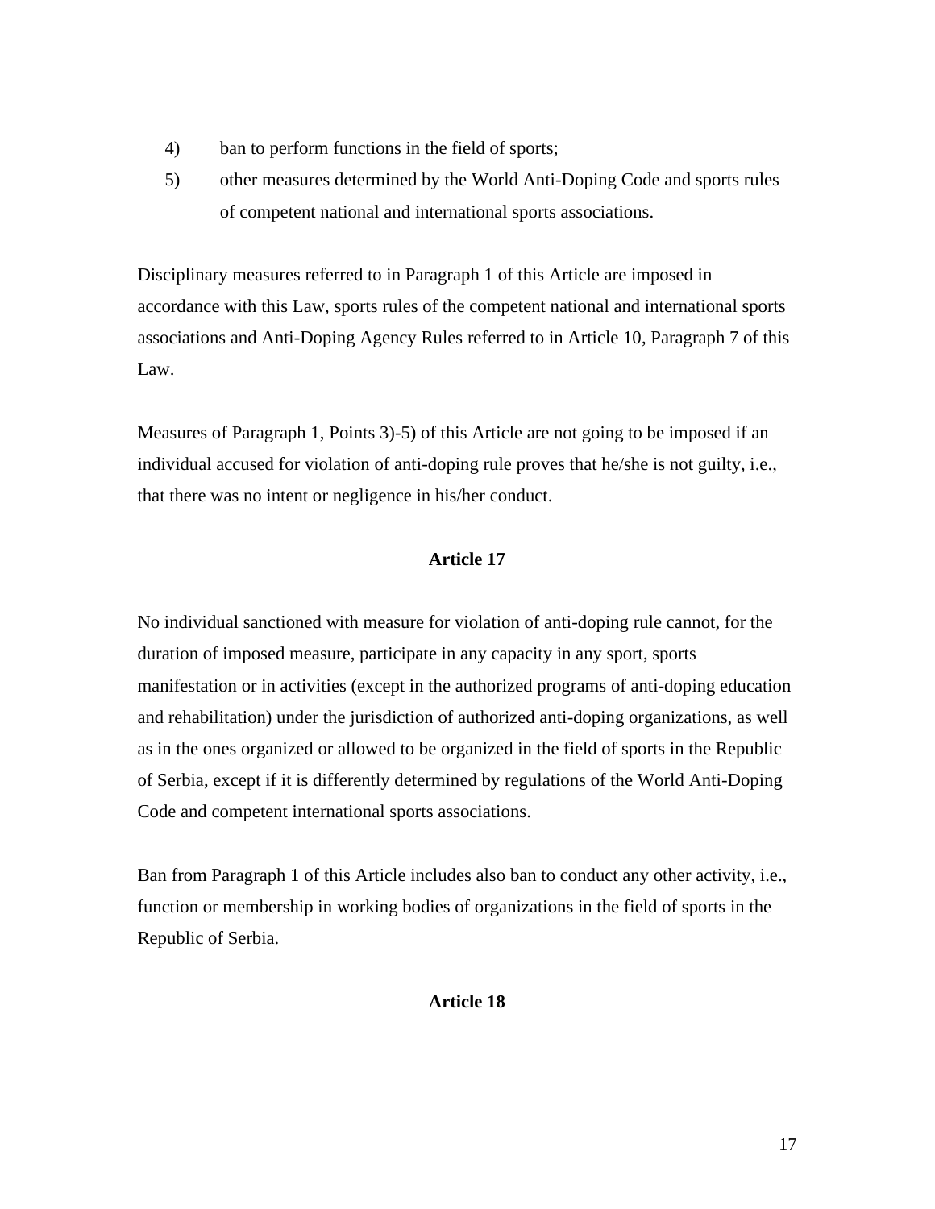4) ban to perform functions in the field of sports;
5) other measures determined by the World Anti-Doping Code and sports rules of competent national and international sports associations.

Disciplinary measures referred to in Paragraph 1 of this Article are imposed in accordance with this Law, sports rules of the competent national and international sports associations and Anti-Doping Agency Rules referred to in Article 10, Paragraph 7 of this Law.

Measures of Paragraph 1, Points 3)-5) of this Article are not going to be imposed if an individual accused for violation of anti-doping rule proves that he/she is not guilty, i.e., that there was no intent or negligence in his/her conduct.

**Article 17**

No individual sanctioned with measure for violation of anti-doping rule cannot, for the duration of imposed measure, participate in any capacity in any sport, sports manifestation or in activities (except in the authorized programs of anti-doping education and rehabilitation) under the jurisdiction of authorized anti-doping organizations, as well as in the ones organized or allowed to be organized in the field of sports in the Republic of Serbia, except if it is differently determined by regulations of the World Anti-Doping Code and competent international sports associations.

Ban from Paragraph 1 of this Article includes also ban to conduct any other activity, i.e., function or membership in working bodies of organizations in the field of sports in the Republic of Serbia.

**Article 18**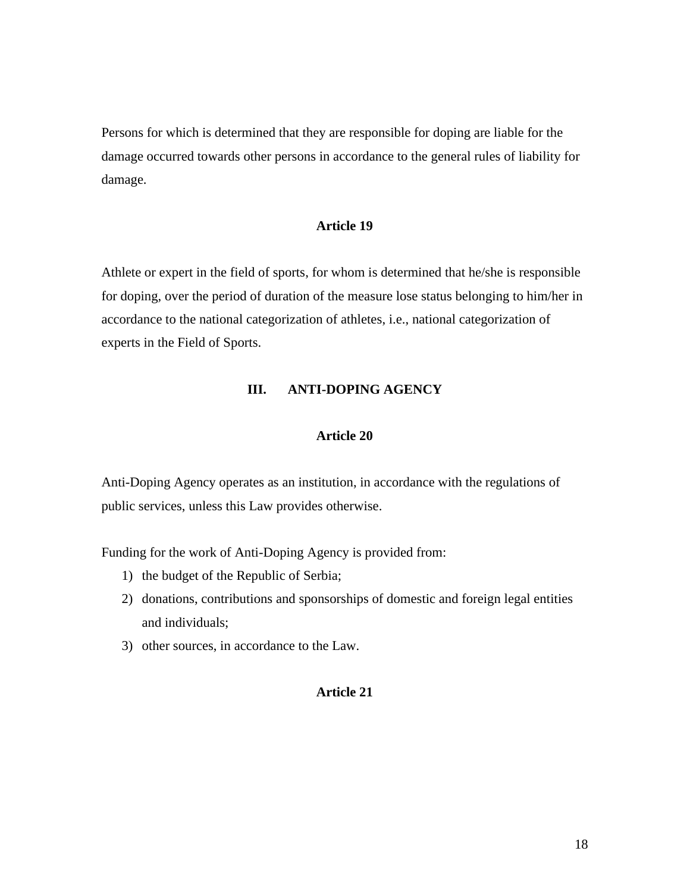Persons for which is determined that they are responsible for doping are liable for the damage occurred towards other persons in accordance to the general rules of liability for damage.

### Article 19

Athlete or expert in the field of sports, for whom is determined that he/she is responsible for doping, over the period of duration of the measure lose status belonging to him/her in accordance to the national categorization of athletes, i.e., national categorization of experts in the Field of Sports.

## III. ANTI-DOPING AGENCY

### Article 20

Anti-Doping Agency operates as an institution, in accordance with the regulations of public services, unless this Law provides otherwise.

Funding for the work of Anti-Doping Agency is provided from:

1) the budget of the Republic of Serbia;
2) donations, contributions and sponsorships of domestic and foreign legal entities and individuals;
3) other sources, in accordance to the Law.

### Article 21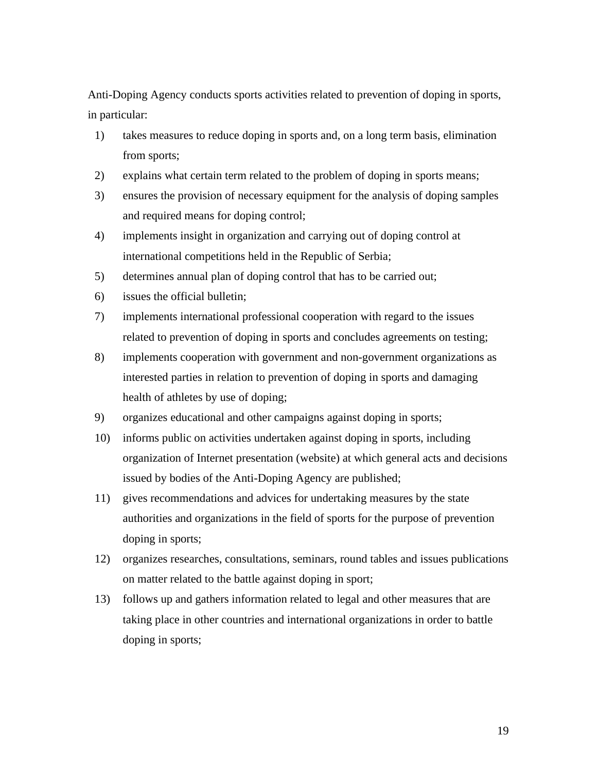Anti-Doping Agency conducts sports activities related to prevention of doping in sports, in particular:

1) takes measures to reduce doping in sports and, on a long term basis, elimination from sports;
2) explains what certain term related to the problem of doping in sports means;
3) ensures the provision of necessary equipment for the analysis of doping samples and required means for doping control;
4) implements insight in organization and carrying out of doping control at international competitions held in the Republic of Serbia;
5) determines annual plan of doping control that has to be carried out;
6) issues the official bulletin;
7) implements international professional cooperation with regard to the issues related to prevention of doping in sports and concludes agreements on testing;
8) implements cooperation with government and non-government organizations as interested parties in relation to prevention of doping in sports and damaging health of athletes by use of doping;
9) organizes educational and other campaigns against doping in sports;
10) informs public on activities undertaken against doping in sports, including organization of Internet presentation (website) at which general acts and decisions issued by bodies of the Anti-Doping Agency are published;
11) gives recommendations and advices for undertaking measures by the state authorities and organizations in the field of sports for the purpose of prevention doping in sports;
12) organizes researches, consultations, seminars, round tables and issues publications on matter related to the battle against doping in sport;
13) follows up and gathers information related to legal and other measures that are taking place in other countries and international organizations in order to battle doping in sports;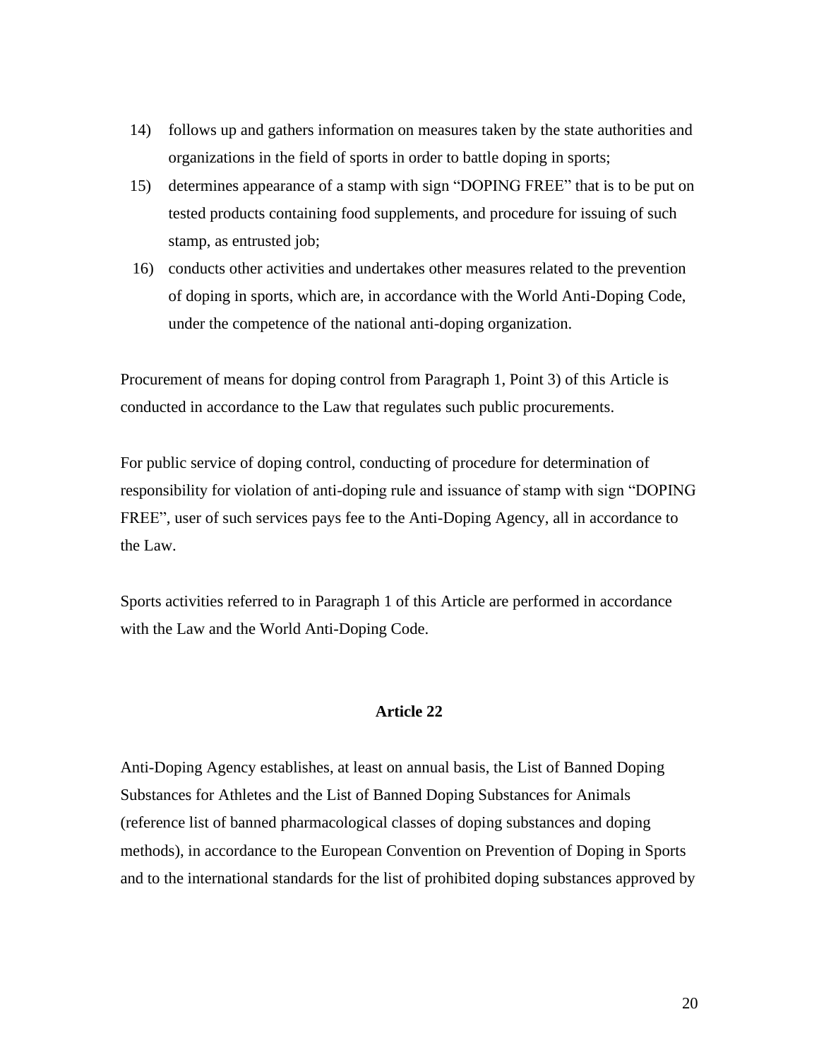14) follows up and gathers information on measures taken by the state authorities and organizations in the field of sports in order to battle doping in sports;
15) determines appearance of a stamp with sign “DOPING FREE” that is to be put on tested products containing food supplements, and procedure for issuing of such stamp, as entrusted job;
16) conducts other activities and undertakes other measures related to the prevention of doping in sports, which are, in accordance with the World Anti-Doping Code, under the competence of the national anti-doping organization.

Procurement of means for doping control from Paragraph 1, Point 3) of this Article is conducted in accordance to the Law that regulates such public procurements.

For public service of doping control, conducting of procedure for determination of responsibility for violation of anti-doping rule and issuance of stamp with sign “DOPING FREE”, user of such services pays fee to the Anti-Doping Agency, all in accordance to the Law.

Sports activities referred to in Paragraph 1 of this Article are performed in accordance with the Law and the World Anti-Doping Code.

### Article 22

Anti-Doping Agency establishes, at least on annual basis, the List of Banned Doping Substances for Athletes and the List of Banned Doping Substances for Animals (reference list of banned pharmacological classes of doping substances and doping methods), in accordance to the European Convention on Prevention of Doping in Sports and to the international standards for the list of prohibited doping substances approved by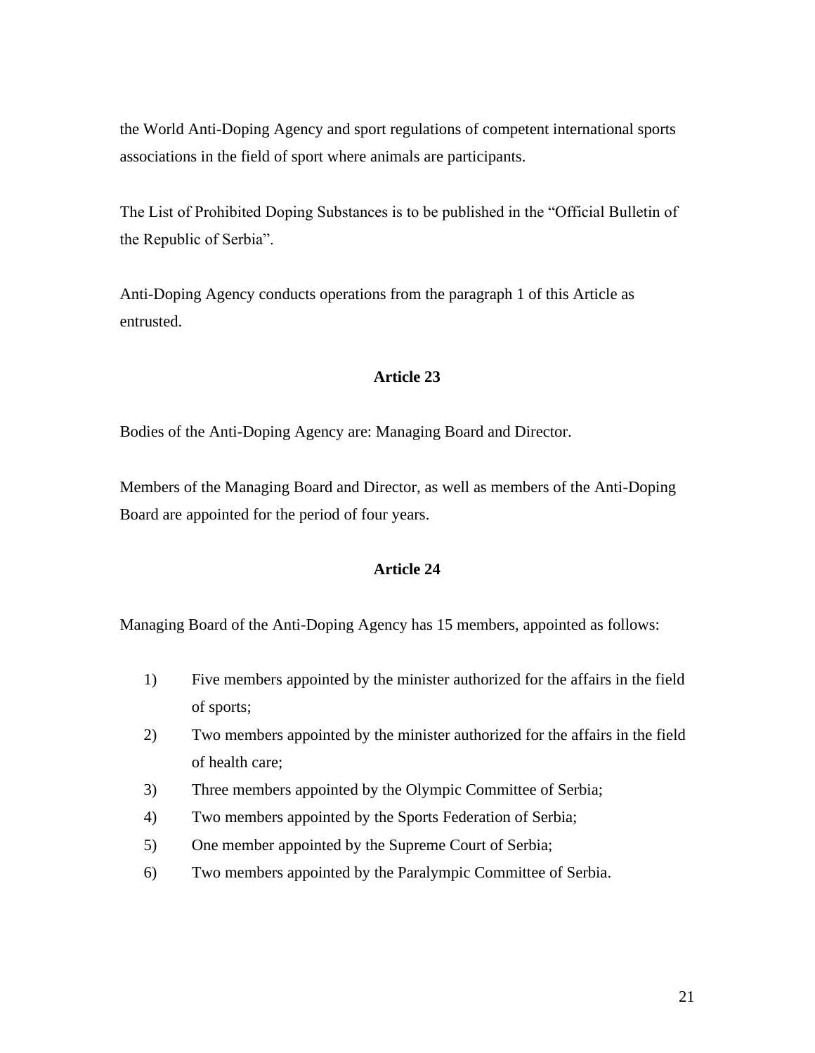the World Anti-Doping Agency and sport regulations of competent international sports associations in the field of sport where animals are participants.

The List of Prohibited Doping Substances is to be published in the "Official Bulletin of the Republic of Serbia".

Anti-Doping Agency conducts operations from the paragraph 1 of this Article as entrusted.

### Article 23

Bodies of the Anti-Doping Agency are: Managing Board and Director.

Members of the Managing Board and Director, as well as members of the Anti-Doping Board are appointed for the period of four years.

### Article 24

Managing Board of the Anti-Doping Agency has 15 members, appointed as follows:

1) Five members appointed by the minister authorized for the affairs in the field of sports;
2) Two members appointed by the minister authorized for the affairs in the field of health care;
3) Three members appointed by the Olympic Committee of Serbia;
4) Two members appointed by the Sports Federation of Serbia;
5) One member appointed by the Supreme Court of Serbia;
6) Two members appointed by the Paralympic Committee of Serbia.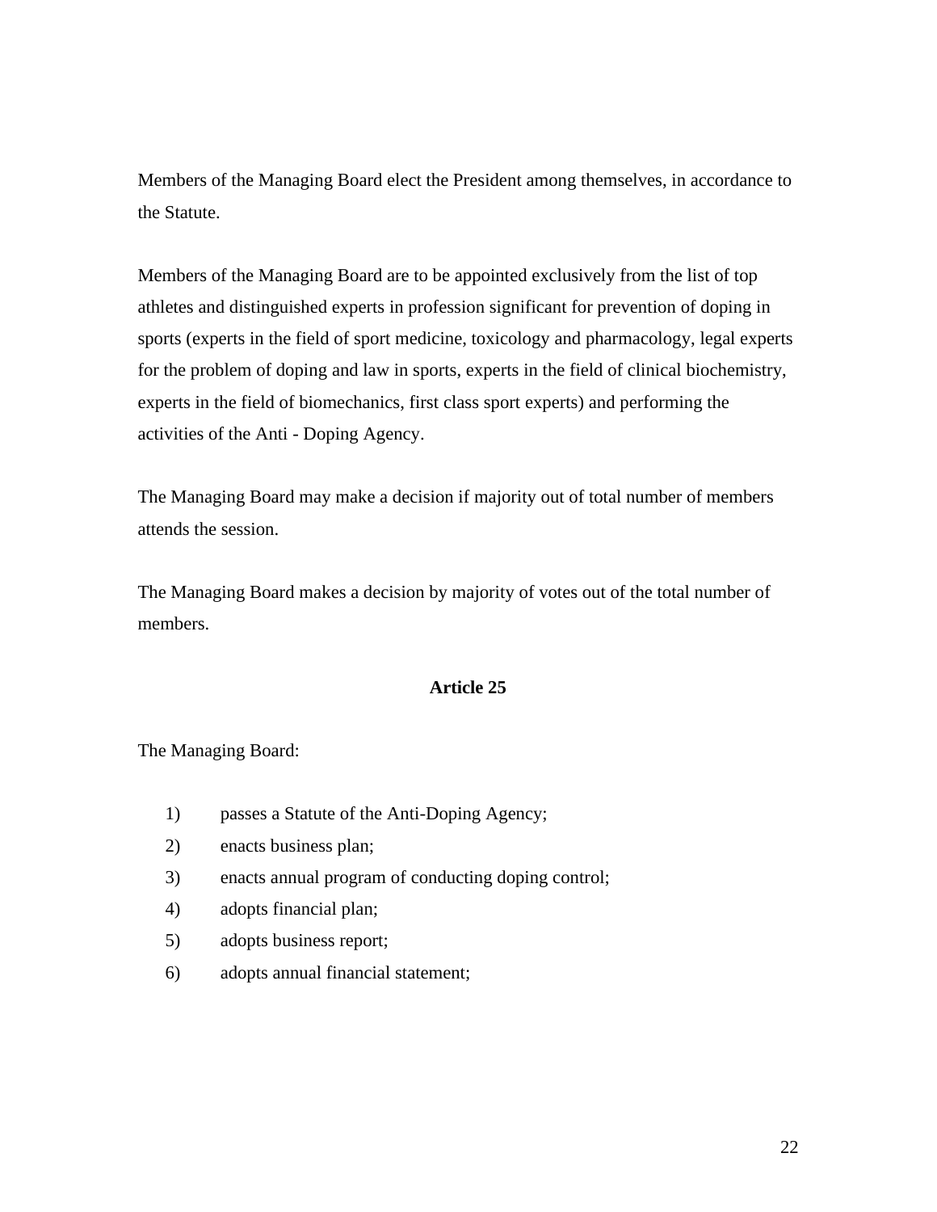Members of the Managing Board elect the President among themselves, in accordance to the Statute.

Members of the Managing Board are to be appointed exclusively from the list of top athletes and distinguished experts in profession significant for prevention of doping in sports (experts in the field of sport medicine, toxicology and pharmacology, legal experts for the problem of doping and law in sports, experts in the field of clinical biochemistry, experts in the field of biomechanics, first class sport experts) and performing the activities of the Anti - Doping Agency.

The Managing Board may make a decision if majority out of total number of members attends the session.

The Managing Board makes a decision by majority of votes out of the total number of members.

**Article 25**

The Managing Board:

1) passes a Statute of the Anti-Doping Agency;
2) enacts business plan;
3) enacts annual program of conducting doping control;
4) adopts financial plan;
5) adopts business report;
6) adopts annual financial statement;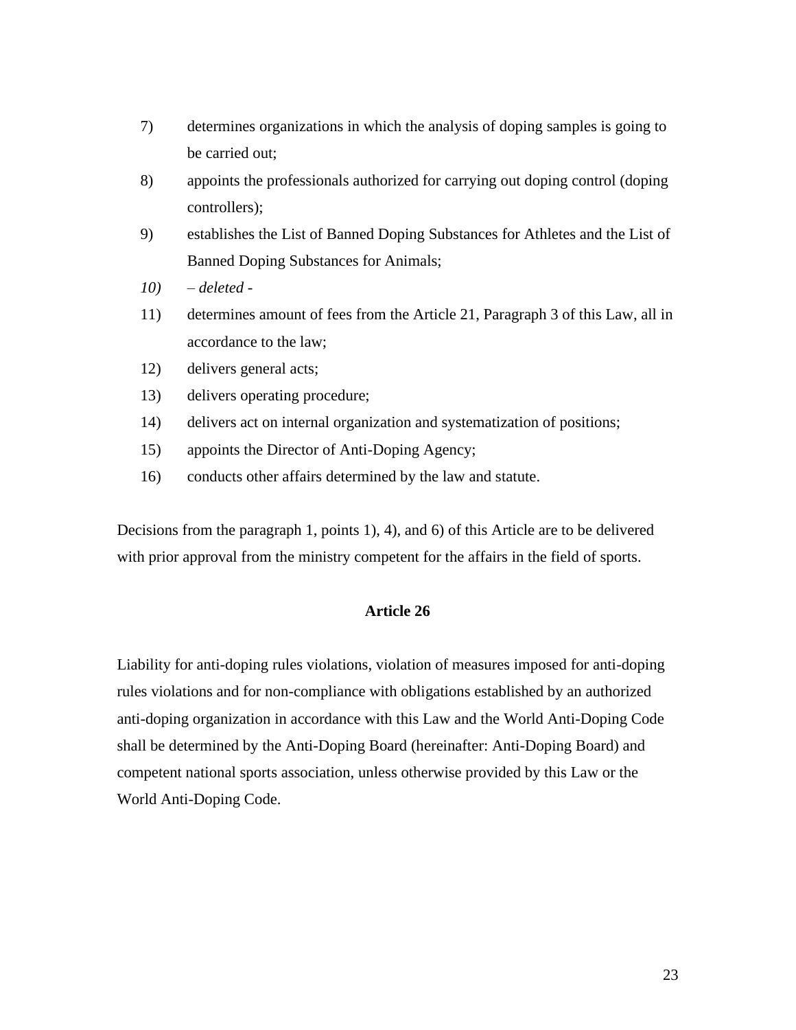7) determines organizations in which the analysis of doping samples is going to be carried out;

8) appoints the professionals authorized for carrying out doping control (doping controllers);

9) establishes the List of Banned Doping Substances for Athletes and the List of Banned Doping Substances for Animals;

*10) – deleted -*

11) determines amount of fees from the Article 21, Paragraph 3 of this Law, all in accordance to the law;

12) delivers general acts;

13) delivers operating procedure;

14) delivers act on internal organization and systematization of positions;

15) appoints the Director of Anti-Doping Agency;

16) conducts other affairs determined by the law and statute.

Decisions from the paragraph 1, points 1), 4), and 6) of this Article are to be delivered with prior approval from the ministry competent for the affairs in the field of sports.

**Article 26**

Liability for anti-doping rules violations, violation of measures imposed for anti-doping rules violations and for non-compliance with obligations established by an authorized anti-doping organization in accordance with this Law and the World Anti-Doping Code shall be determined by the Anti-Doping Board (hereinafter: Anti-Doping Board) and competent national sports association, unless otherwise provided by this Law or the World Anti-Doping Code.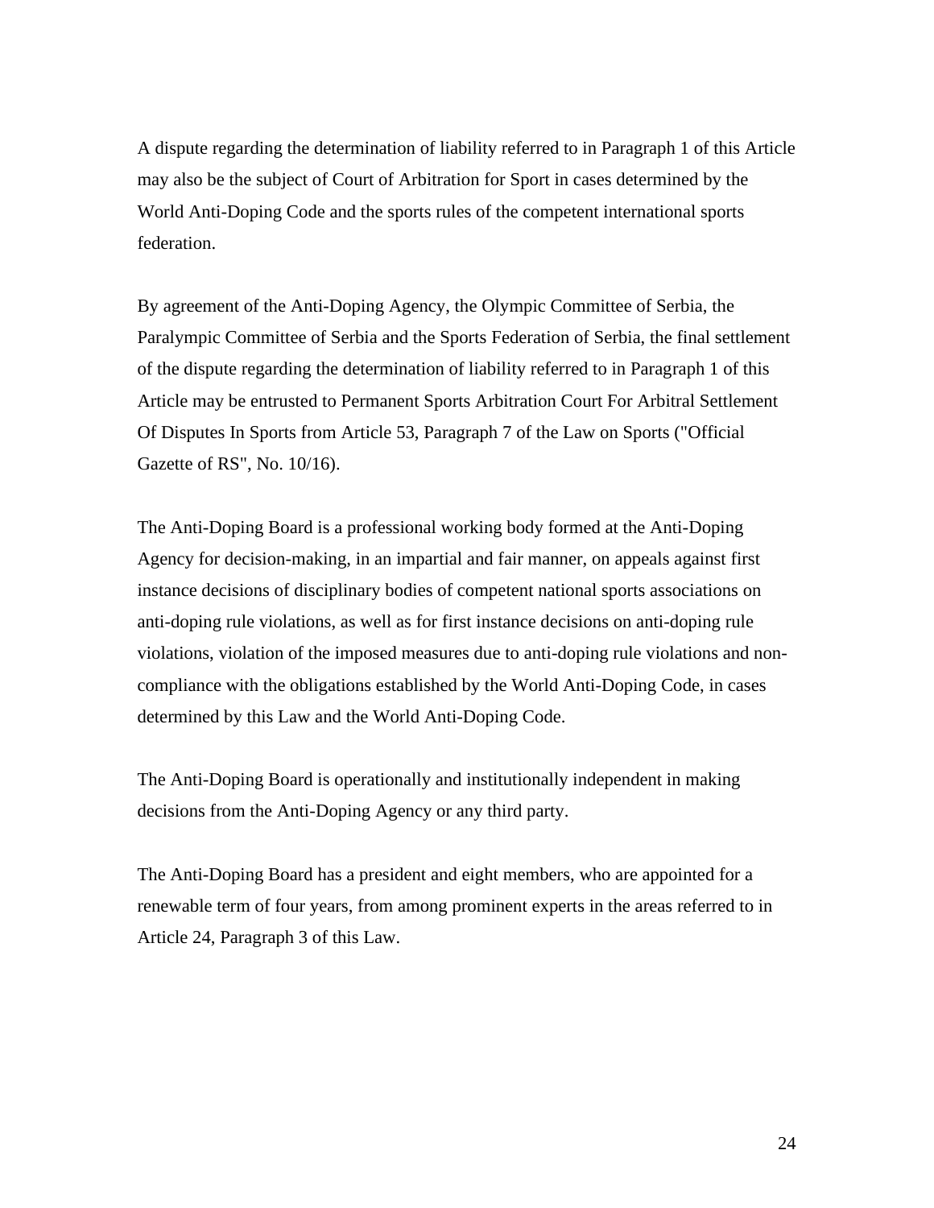A dispute regarding the determination of liability referred to in Paragraph 1 of this Article may also be the subject of Court of Arbitration for Sport in cases determined by the World Anti-Doping Code and the sports rules of the competent international sports federation.

By agreement of the Anti-Doping Agency, the Olympic Committee of Serbia, the Paralympic Committee of Serbia and the Sports Federation of Serbia, the final settlement of the dispute regarding the determination of liability referred to in Paragraph 1 of this Article may be entrusted to Permanent Sports Arbitration Court For Arbitral Settlement Of Disputes In Sports from Article 53, Paragraph 7 of the Law on Sports ("Official Gazette of RS", No. 10/16).

The Anti-Doping Board is a professional working body formed at the Anti-Doping Agency for decision-making, in an impartial and fair manner, on appeals against first instance decisions of disciplinary bodies of competent national sports associations on anti-doping rule violations, as well as for first instance decisions on anti-doping rule violations, violation of the imposed measures due to anti-doping rule violations and non-compliance with the obligations established by the World Anti-Doping Code, in cases determined by this Law and the World Anti-Doping Code.

The Anti-Doping Board is operationally and institutionally independent in making decisions from the Anti-Doping Agency or any third party.

The Anti-Doping Board has a president and eight members, who are appointed for a renewable term of four years, from among prominent experts in the areas referred to in Article 24, Paragraph 3 of this Law.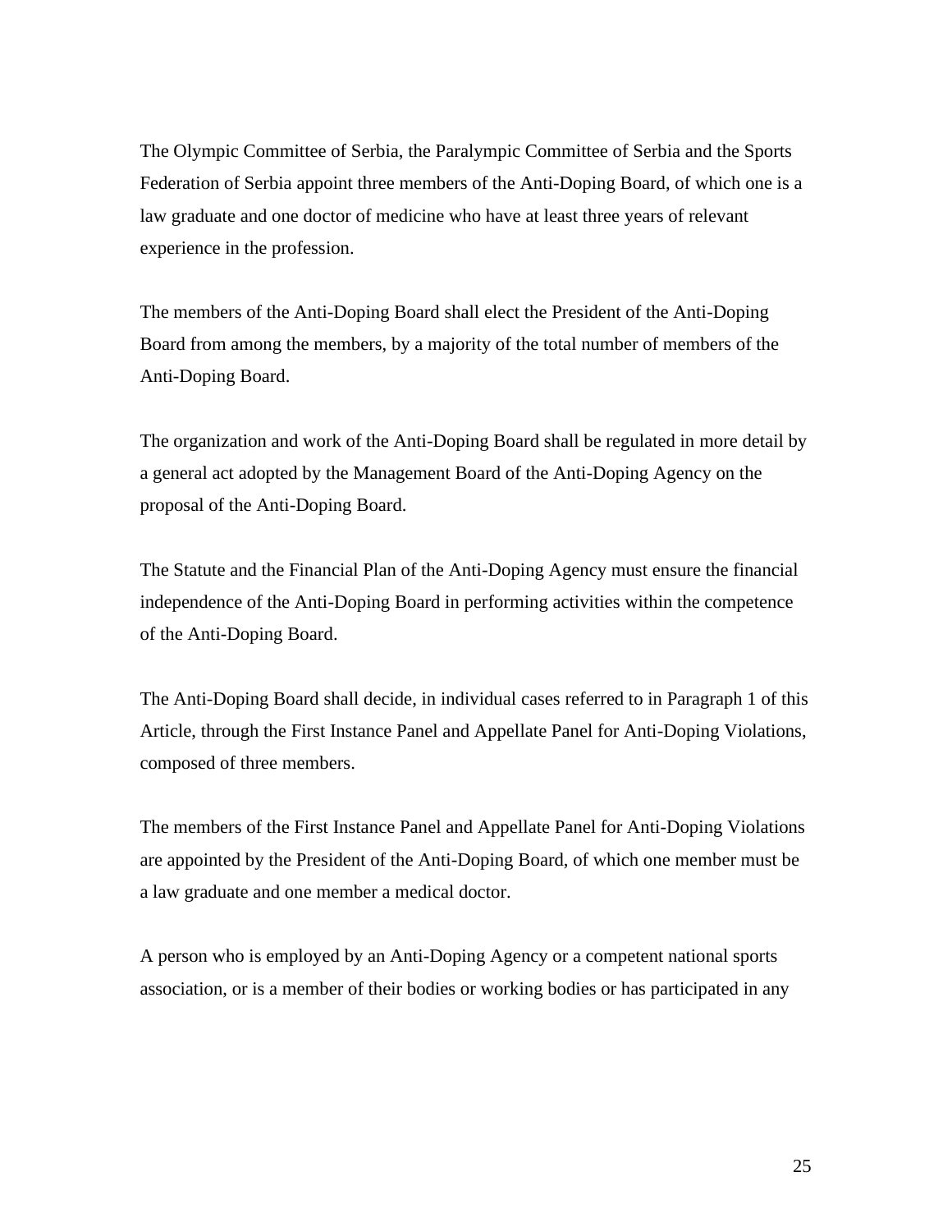The Olympic Committee of Serbia, the Paralympic Committee of Serbia and the Sports Federation of Serbia appoint three members of the Anti-Doping Board, of which one is a law graduate and one doctor of medicine who have at least three years of relevant experience in the profession.

The members of the Anti-Doping Board shall elect the President of the Anti-Doping Board from among the members, by a majority of the total number of members of the Anti-Doping Board.

The organization and work of the Anti-Doping Board shall be regulated in more detail by a general act adopted by the Management Board of the Anti-Doping Agency on the proposal of the Anti-Doping Board.

The Statute and the Financial Plan of the Anti-Doping Agency must ensure the financial independence of the Anti-Doping Board in performing activities within the competence of the Anti-Doping Board.

The Anti-Doping Board shall decide, in individual cases referred to in Paragraph 1 of this Article, through the First Instance Panel and Appellate Panel for Anti-Doping Violations, composed of three members.

The members of the First Instance Panel and Appellate Panel for Anti-Doping Violations are appointed by the President of the Anti-Doping Board, of which one member must be a law graduate and one member a medical doctor.

A person who is employed by an Anti-Doping Agency or a competent national sports association, or is a member of their bodies or working bodies or has participated in any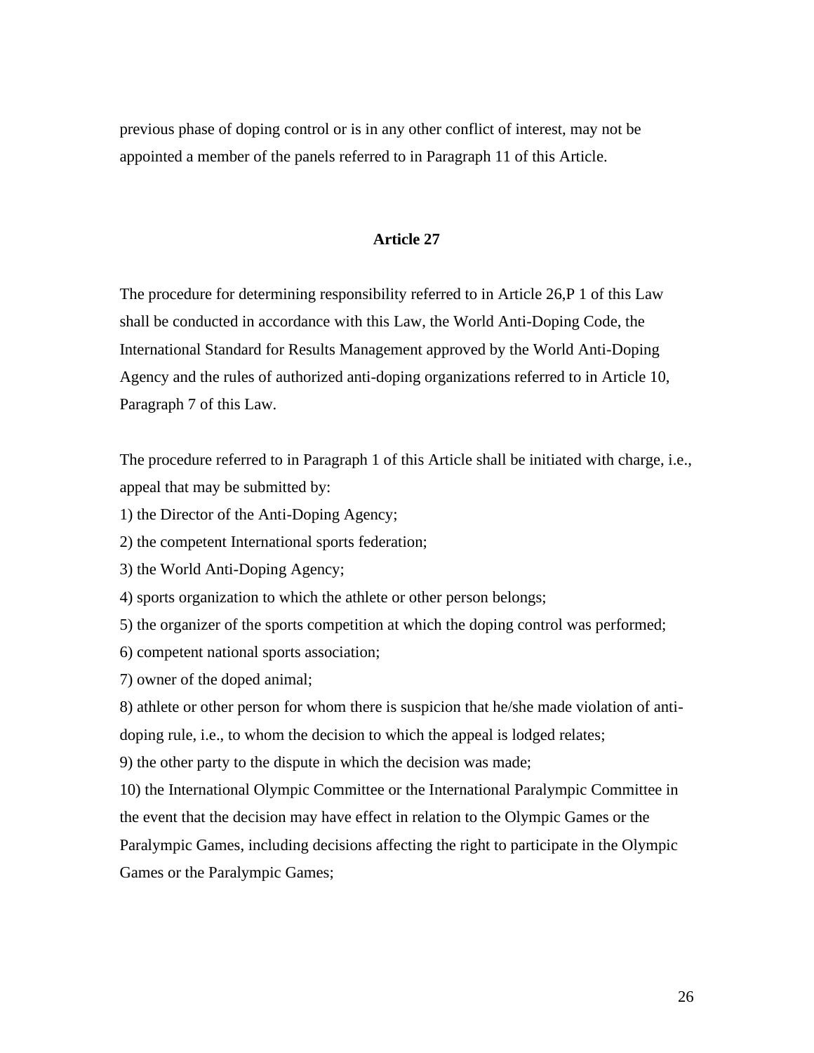previous phase of doping control or is in any other conflict of interest, may not be appointed a member of the panels referred to in Paragraph 11 of this Article.

### Article 27

The procedure for determining responsibility referred to in Article 26,P 1 of this Law shall be conducted in accordance with this Law, the World Anti-Doping Code, the International Standard for Results Management approved by the World Anti-Doping Agency and the rules of authorized anti-doping organizations referred to in Article 10, Paragraph 7 of this Law.

The procedure referred to in Paragraph 1 of this Article shall be initiated with charge, i.e., appeal that may be submitted by:

1) the Director of the Anti-Doping Agency;
2) the competent International sports federation;
3) the World Anti-Doping Agency;
4) sports organization to which the athlete or other person belongs;
5) the organizer of the sports competition at which the doping control was performed;
6) competent national sports association;
7) owner of the doped animal;
8) athlete or other person for whom there is suspicion that he/she made violation of anti-doping rule, i.e., to whom the decision to which the appeal is lodged relates;
9) the other party to the dispute in which the decision was made;
10) the International Olympic Committee or the International Paralympic Committee in the event that the decision may have effect in relation to the Olympic Games or the Paralympic Games, including decisions affecting the right to participate in the Olympic Games or the Paralympic Games;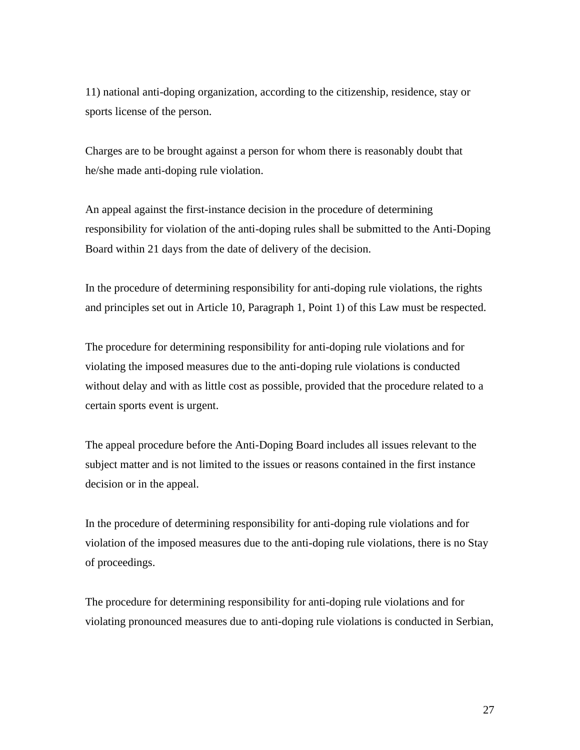11) national anti-doping organization, according to the citizenship, residence, stay or sports license of the person.

Charges are to be brought against a person for whom there is reasonably doubt that he/she made anti-doping rule violation.

An appeal against the first-instance decision in the procedure of determining responsibility for violation of the anti-doping rules shall be submitted to the Anti-Doping Board within 21 days from the date of delivery of the decision.

In the procedure of determining responsibility for anti-doping rule violations, the rights and principles set out in Article 10, Paragraph 1, Point 1) of this Law must be respected.

The procedure for determining responsibility for anti-doping rule violations and for violating the imposed measures due to the anti-doping rule violations is conducted without delay and with as little cost as possible, provided that the procedure related to a certain sports event is urgent.

The appeal procedure before the Anti-Doping Board includes all issues relevant to the subject matter and is not limited to the issues or reasons contained in the first instance decision or in the appeal.

In the procedure of determining responsibility for anti-doping rule violations and for violation of the imposed measures due to the anti-doping rule violations, there is no Stay of proceedings.

The procedure for determining responsibility for anti-doping rule violations and for violating pronounced measures due to anti-doping rule violations is conducted in Serbian,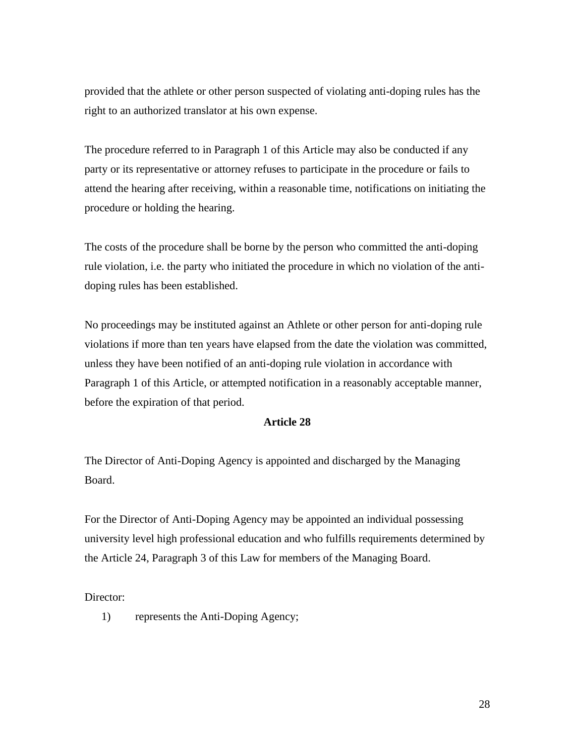provided that the athlete or other person suspected of violating anti-doping rules has the right to an authorized translator at his own expense.

The procedure referred to in Paragraph 1 of this Article may also be conducted if any party or its representative or attorney refuses to participate in the procedure or fails to attend the hearing after receiving, within a reasonable time, notifications on initiating the procedure or holding the hearing.

The costs of the procedure shall be borne by the person who committed the anti-doping rule violation, i.e. the party who initiated the procedure in which no violation of the anti-doping rules has been established.

No proceedings may be instituted against an Athlete or other person for anti-doping rule violations if more than ten years have elapsed from the date the violation was committed, unless they have been notified of an anti-doping rule violation in accordance with Paragraph 1 of this Article, or attempted notification in a reasonably acceptable manner, before the expiration of that period.

**Article 28**

The Director of Anti-Doping Agency is appointed and discharged by the Managing Board.

For the Director of Anti-Doping Agency may be appointed an individual possessing university level high professional education and who fulfills requirements determined by the Article 24, Paragraph 3 of this Law for members of the Managing Board.

Director:

1) represents the Anti-Doping Agency;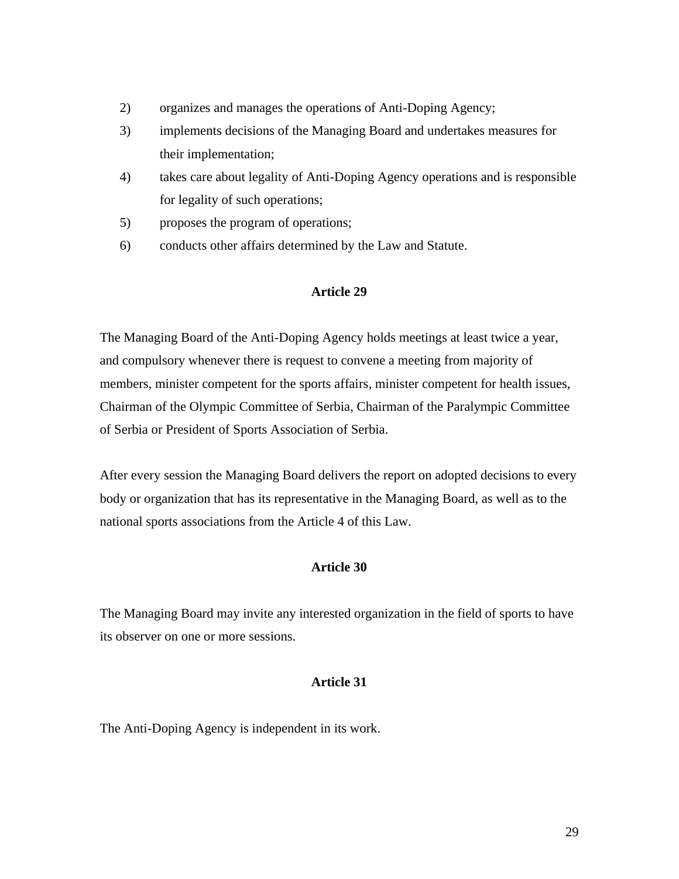2) organizes and manages the operations of Anti-Doping Agency;
3) implements decisions of the Managing Board and undertakes measures for their implementation;
4) takes care about legality of Anti-Doping Agency operations and is responsible for legality of such operations;
5) proposes the program of operations;
6) conducts other affairs determined by the Law and Statute.

**Article 29**

The Managing Board of the Anti-Doping Agency holds meetings at least twice a year, and compulsory whenever there is request to convene a meeting from majority of members, minister competent for the sports affairs, minister competent for health issues, Chairman of the Olympic Committee of Serbia, Chairman of the Paralympic Committee of Serbia or President of Sports Association of Serbia.

After every session the Managing Board delivers the report on adopted decisions to every body or organization that has its representative in the Managing Board, as well as to the national sports associations from the Article 4 of this Law.

**Article 30**

The Managing Board may invite any interested organization in the field of sports to have its observer on one or more sessions.

**Article 31**

The Anti-Doping Agency is independent in its work.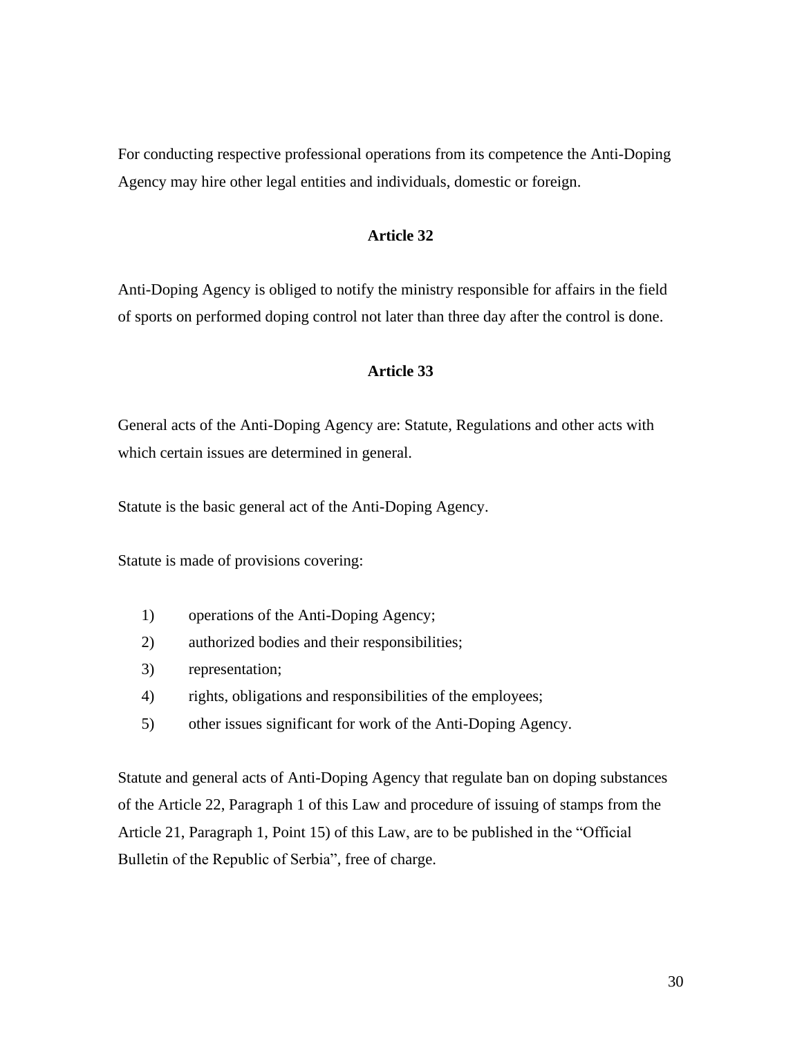For conducting respective professional operations from its competence the Anti-Doping Agency may hire other legal entities and individuals, domestic or foreign.

### Article 32

Anti-Doping Agency is obliged to notify the ministry responsible for affairs in the field of sports on performed doping control not later than three day after the control is done.

### Article 33

General acts of the Anti-Doping Agency are: Statute, Regulations and other acts with which certain issues are determined in general.

Statute is the basic general act of the Anti-Doping Agency.

Statute is made of provisions covering:

1) operations of the Anti-Doping Agency;
2) authorized bodies and their responsibilities;
3) representation;
4) rights, obligations and responsibilities of the employees;
5) other issues significant for work of the Anti-Doping Agency.

Statute and general acts of Anti-Doping Agency that regulate ban on doping substances of the Article 22, Paragraph 1 of this Law and procedure of issuing of stamps from the Article 21, Paragraph 1, Point 15) of this Law, are to be published in the “Official Bulletin of the Republic of Serbia”, free of charge.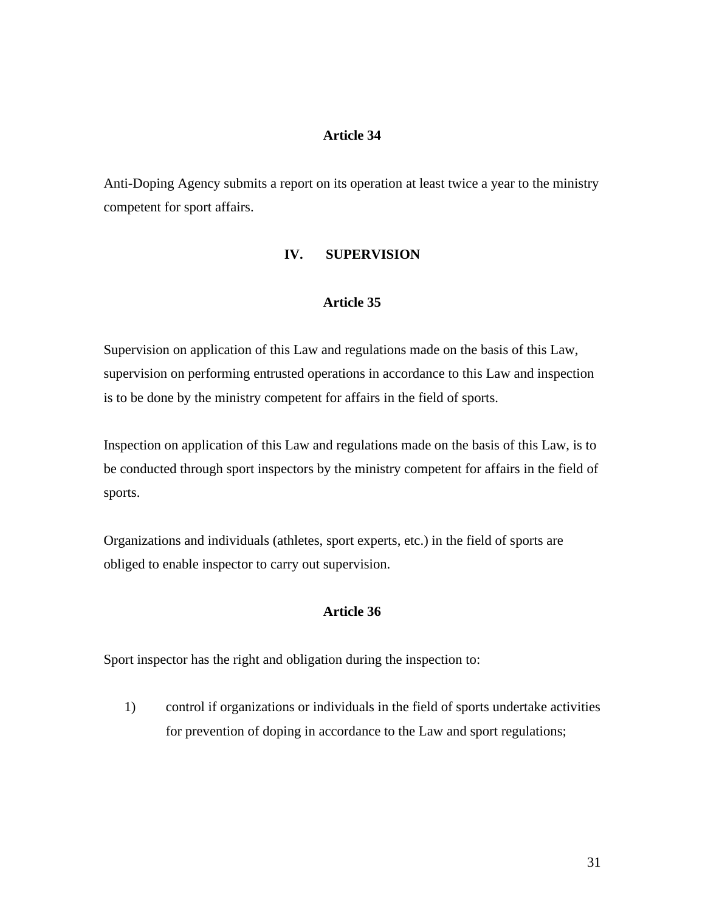### Article 34

Anti-Doping Agency submits a report on its operation at least twice a year to the ministry competent for sport affairs.

## IV. SUPERVISION

### Article 35

Supervision on application of this Law and regulations made on the basis of this Law, supervision on performing entrusted operations in accordance to this Law and inspection is to be done by the ministry competent for affairs in the field of sports.

Inspection on application of this Law and regulations made on the basis of this Law, is to be conducted through sport inspectors by the ministry competent for affairs in the field of sports.

Organizations and individuals (athletes, sport experts, etc.) in the field of sports are obliged to enable inspector to carry out supervision.

### Article 36

Sport inspector has the right and obligation during the inspection to:

1) control if organizations or individuals in the field of sports undertake activities for prevention of doping in accordance to the Law and sport regulations;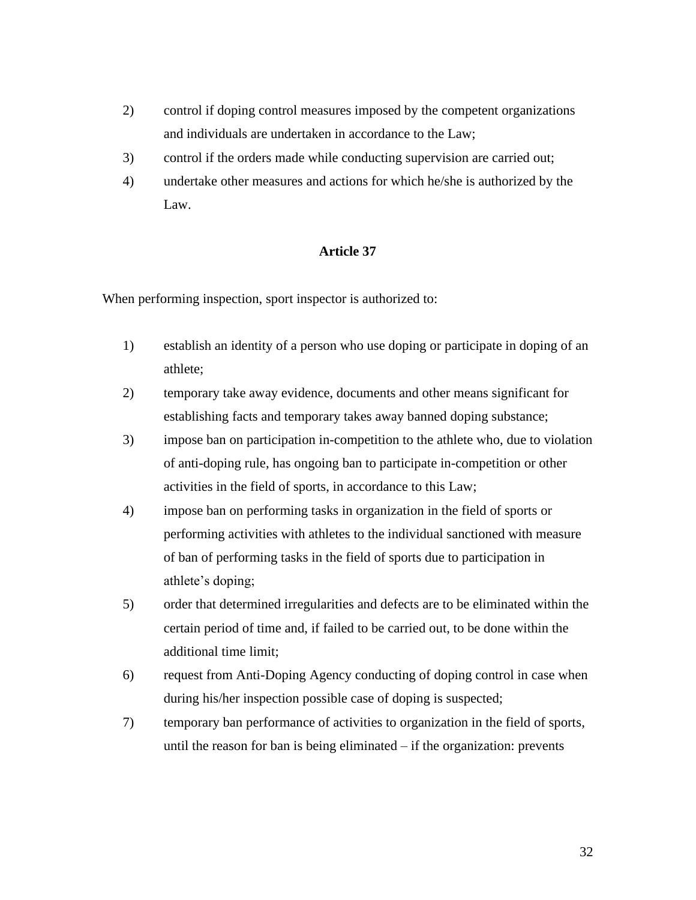2) control if doping control measures imposed by the competent organizations and individuals are undertaken in accordance to the Law;
3) control if the orders made while conducting supervision are carried out;
4) undertake other measures and actions for which he/she is authorized by the Law.

### Article 37

When performing inspection, sport inspector is authorized to:

1) establish an identity of a person who use doping or participate in doping of an athlete;
2) temporary take away evidence, documents and other means significant for establishing facts and temporary takes away banned doping substance;
3) impose ban on participation in-competition to the athlete who, due to violation of anti-doping rule, has ongoing ban to participate in-competition or other activities in the field of sports, in accordance to this Law;
4) impose ban on performing tasks in organization in the field of sports or performing activities with athletes to the individual sanctioned with measure of ban of performing tasks in the field of sports due to participation in athlete's doping;
5) order that determined irregularities and defects are to be eliminated within the certain period of time and, if failed to be carried out, to be done within the additional time limit;
6) request from Anti-Doping Agency conducting of doping control in case when during his/her inspection possible case of doping is suspected;
7) temporary ban performance of activities to organization in the field of sports, until the reason for ban is being eliminated – if the organization: prevents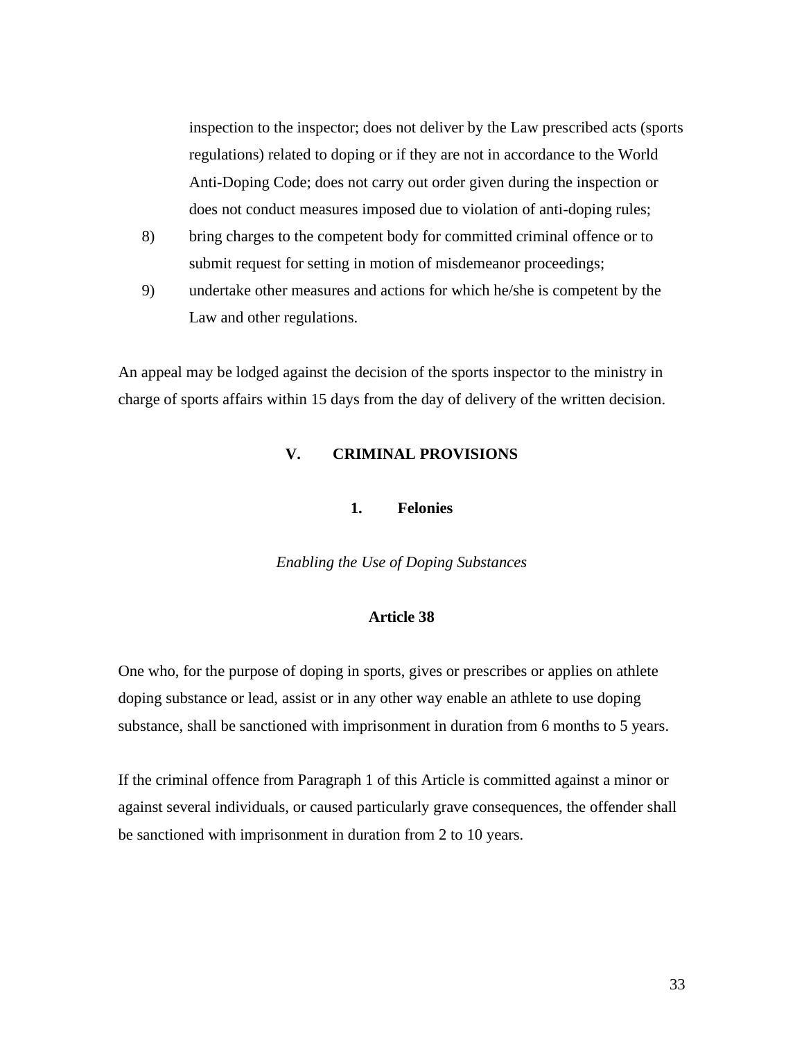inspection to the inspector; does not deliver by the Law prescribed acts (sports regulations) related to doping or if they are not in accordance to the World Anti-Doping Code; does not carry out order given during the inspection or does not conduct measures imposed due to violation of anti-doping rules;

8) bring charges to the competent body for committed criminal offence or to submit request for setting in motion of misdemeanor proceedings;
9) undertake other measures and actions for which he/she is competent by the Law and other regulations.

An appeal may be lodged against the decision of the sports inspector to the ministry in charge of sports affairs within 15 days from the day of delivery of the written decision.

## V. CRIMINAL PROVISIONS

### 1. Felonies

*Enabling the Use of Doping Substances*

#### Article 38

One who, for the purpose of doping in sports, gives or prescribes or applies on athlete doping substance or lead, assist or in any other way enable an athlete to use doping substance, shall be sanctioned with imprisonment in duration from 6 months to 5 years.

If the criminal offence from Paragraph 1 of this Article is committed against a minor or against several individuals, or caused particularly grave consequences, the offender shall be sanctioned with imprisonment in duration from 2 to 10 years.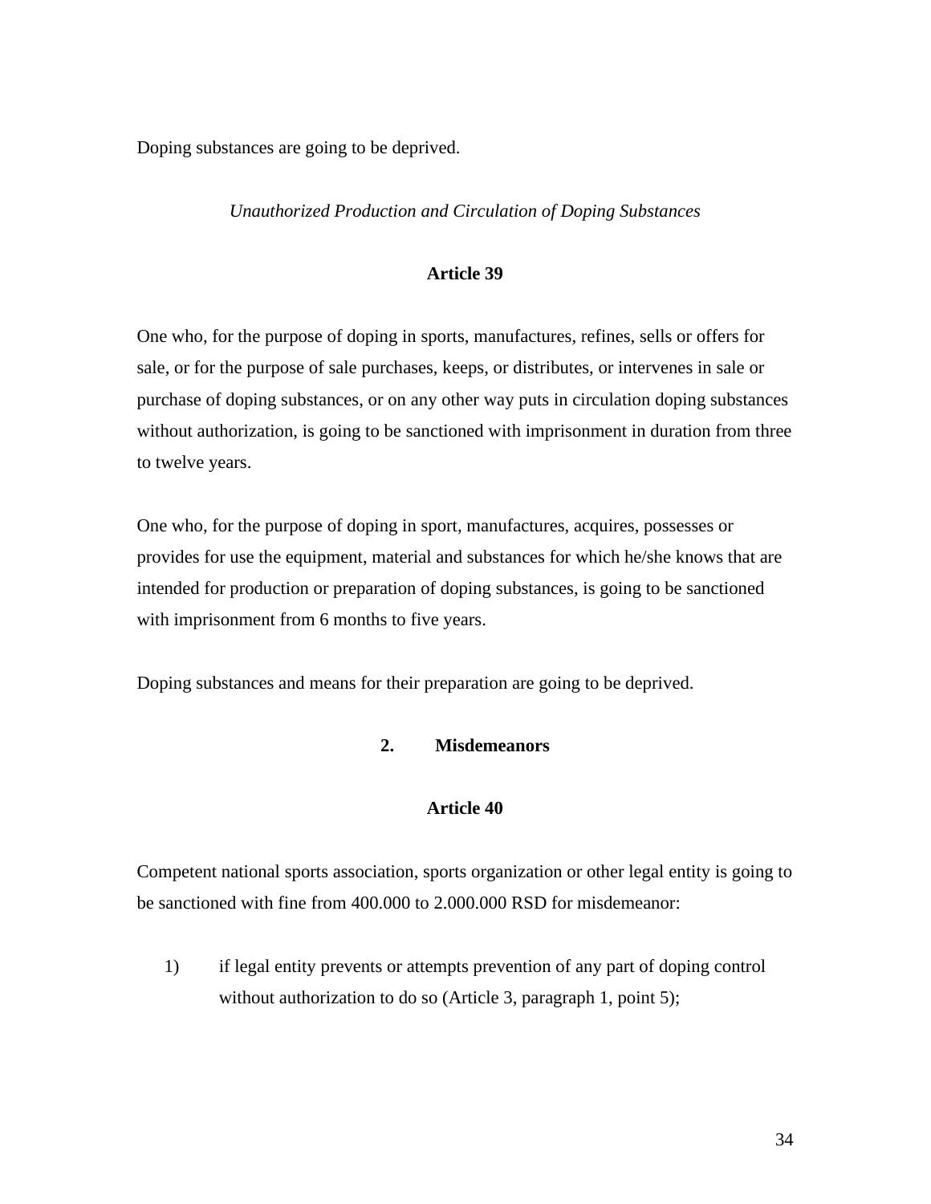Doping substances are going to be deprived.

*Unauthorized Production and Circulation of Doping Substances*

**Article 39**

One who, for the purpose of doping in sports, manufactures, refines, sells or offers for sale, or for the purpose of sale purchases, keeps, or distributes, or intervenes in sale or purchase of doping substances, or on any other way puts in circulation doping substances without authorization, is going to be sanctioned with imprisonment in duration from three to twelve years.

One who, for the purpose of doping in sport, manufactures, acquires, possesses or provides for use the equipment, material and substances for which he/she knows that are intended for production or preparation of doping substances, is going to be sanctioned with imprisonment from 6 months to five years.

Doping substances and means for their preparation are going to be deprived.

## 2. Misdemeanors

**Article 40**

Competent national sports association, sports organization or other legal entity is going to be sanctioned with fine from 400.000 to 2.000.000 RSD for misdemeanor:

1) if legal entity prevents or attempts prevention of any part of doping control without authorization to do so (Article 3, paragraph 1, point 5);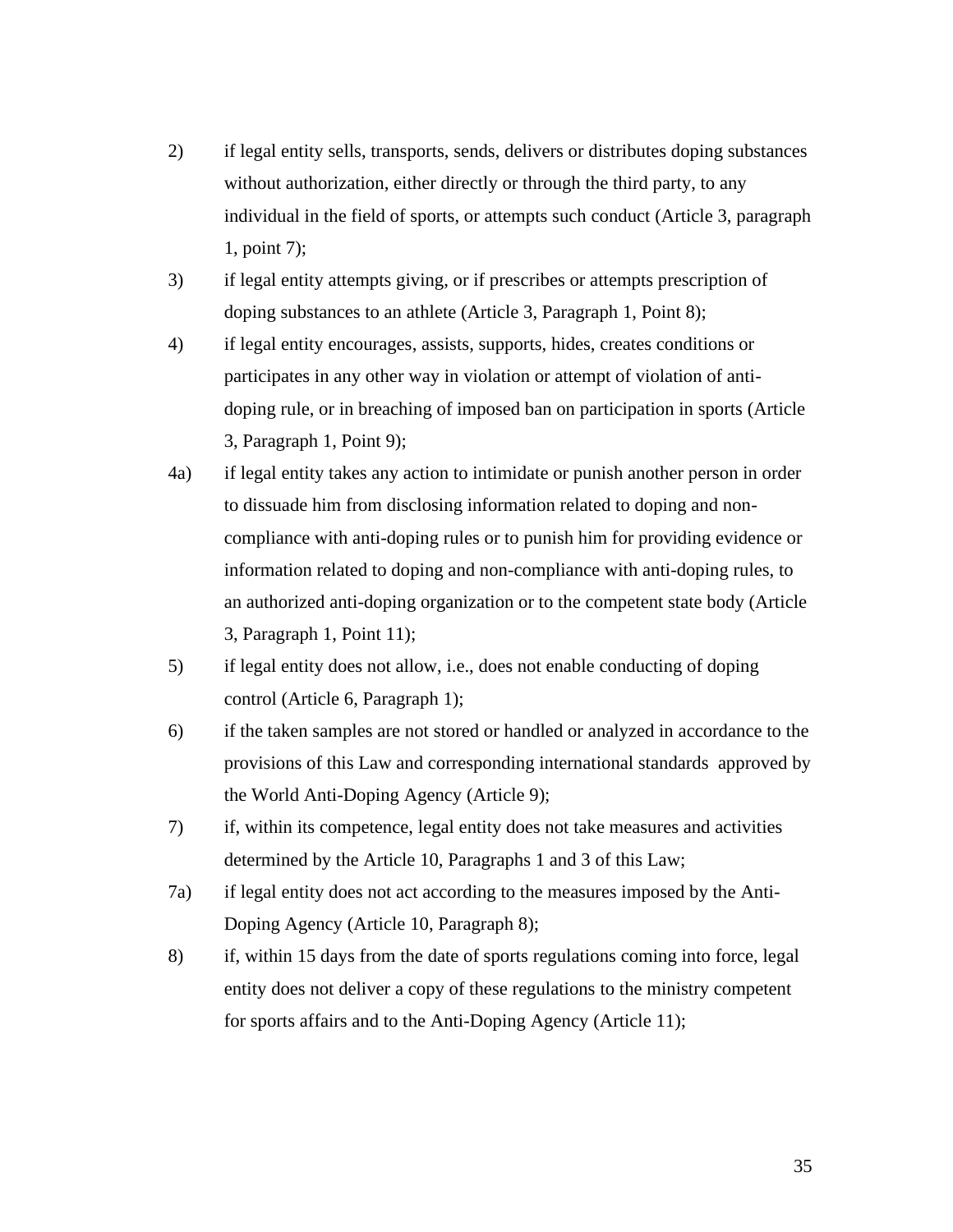2) if legal entity sells, transports, sends, delivers or distributes doping substances without authorization, either directly or through the third party, to any individual in the field of sports, or attempts such conduct (Article 3, paragraph 1, point 7);

3) if legal entity attempts giving, or if prescribes or attempts prescription of doping substances to an athlete (Article 3, Paragraph 1, Point 8);

4) if legal entity encourages, assists, supports, hides, creates conditions or participates in any other way in violation or attempt of violation of anti-doping rule, or in breaching of imposed ban on participation in sports (Article 3, Paragraph 1, Point 9);

4a) if legal entity takes any action to intimidate or punish another person in order to dissuade him from disclosing information related to doping and non-compliance with anti-doping rules or to punish him for providing evidence or information related to doping and non-compliance with anti-doping rules, to an authorized anti-doping organization or to the competent state body (Article 3, Paragraph 1, Point 11);

5) if legal entity does not allow, i.e., does not enable conducting of doping control (Article 6, Paragraph 1);

6) if the taken samples are not stored or handled or analyzed in accordance to the provisions of this Law and corresponding international standards approved by the World Anti-Doping Agency (Article 9);

7) if, within its competence, legal entity does not take measures and activities determined by the Article 10, Paragraphs 1 and 3 of this Law;

7a) if legal entity does not act according to the measures imposed by the Anti-Doping Agency (Article 10, Paragraph 8);

8) if, within 15 days from the date of sports regulations coming into force, legal entity does not deliver a copy of these regulations to the ministry competent for sports affairs and to the Anti-Doping Agency (Article 11);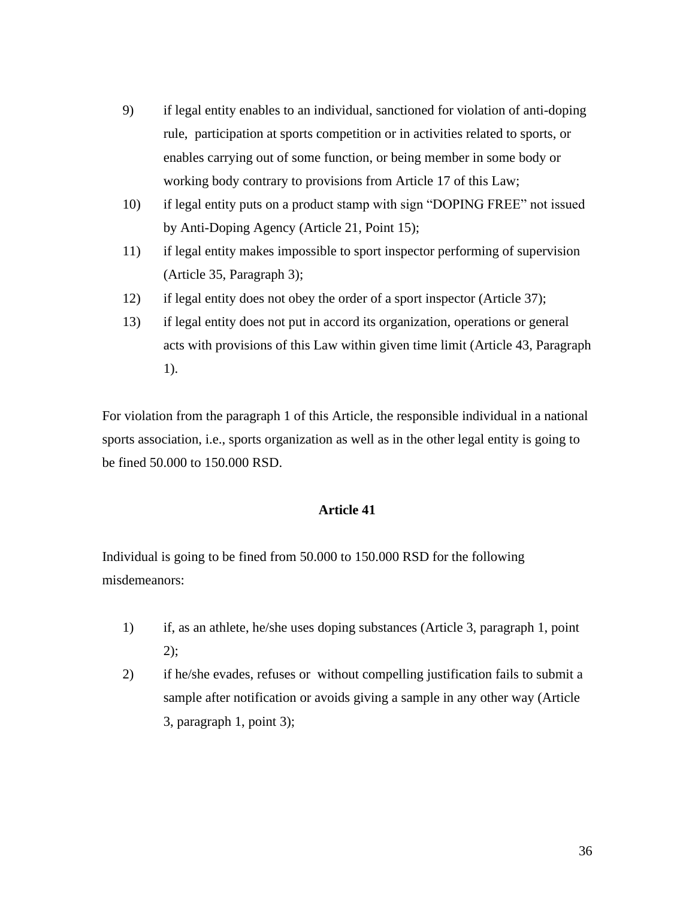9) if legal entity enables to an individual, sanctioned for violation of anti-doping rule, participation at sports competition or in activities related to sports, or enables carrying out of some function, or being member in some body or working body contrary to provisions from Article 17 of this Law;
10) if legal entity puts on a product stamp with sign "DOPING FREE" not issued by Anti-Doping Agency (Article 21, Point 15);
11) if legal entity makes impossible to sport inspector performing of supervision (Article 35, Paragraph 3);
12) if legal entity does not obey the order of a sport inspector (Article 37);
13) if legal entity does not put in accord its organization, operations or general acts with provisions of this Law within given time limit (Article 43, Paragraph 1).

For violation from the paragraph 1 of this Article, the responsible individual in a national sports association, i.e., sports organization as well as in the other legal entity is going to be fined 50.000 to 150.000 RSD.

### Article 41

Individual is going to be fined from 50.000 to 150.000 RSD for the following misdemeanors:

1) if, as an athlete, he/she uses doping substances (Article 3, paragraph 1, point 2);
2) if he/she evades, refuses or without compelling justification fails to submit a sample after notification or avoids giving a sample in any other way (Article 3, paragraph 1, point 3);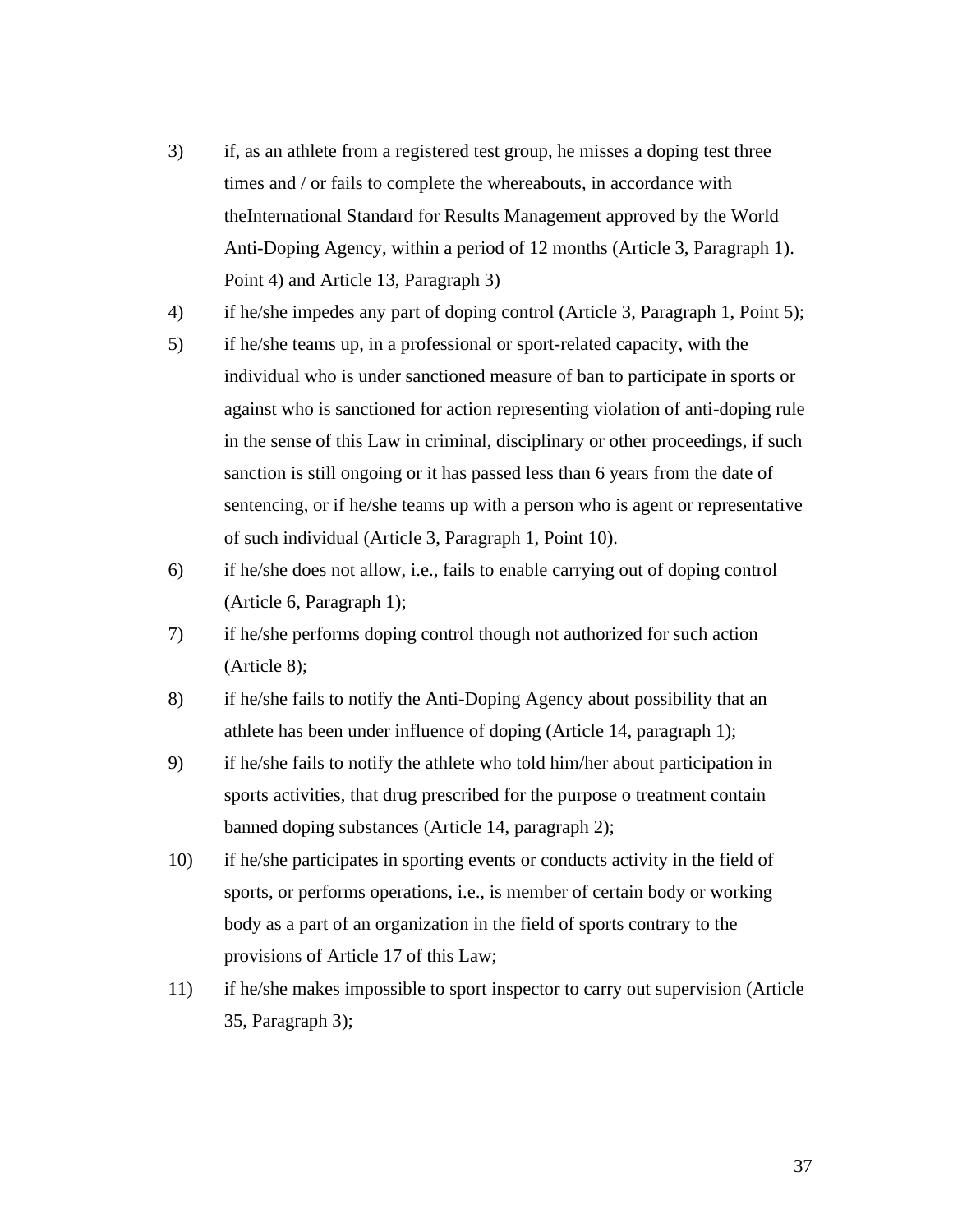3) if, as an athlete from a registered test group, he misses a doping test three times and / or fails to complete the whereabouts, in accordance with theInternational Standard for Results Management approved by the World Anti-Doping Agency, within a period of 12 months (Article 3, Paragraph 1). Point 4) and Article 13, Paragraph 3)

4) if he/she impedes any part of doping control (Article 3, Paragraph 1, Point 5);

5) if he/she teams up, in a professional or sport-related capacity, with the individual who is under sanctioned measure of ban to participate in sports or against who is sanctioned for action representing violation of anti-doping rule in the sense of this Law in criminal, disciplinary or other proceedings, if such sanction is still ongoing or it has passed less than 6 years from the date of sentencing, or if he/she teams up with a person who is agent or representative of such individual (Article 3, Paragraph 1, Point 10).

6) if he/she does not allow, i.e., fails to enable carrying out of doping control (Article 6, Paragraph 1);

7) if he/she performs doping control though not authorized for such action (Article 8);

8) if he/she fails to notify the Anti-Doping Agency about possibility that an athlete has been under influence of doping (Article 14, paragraph 1);

9) if he/she fails to notify the athlete who told him/her about participation in sports activities, that drug prescribed for the purpose o treatment contain banned doping substances (Article 14, paragraph 2);

10) if he/she participates in sporting events or conducts activity in the field of sports, or performs operations, i.e., is member of certain body or working body as a part of an organization in the field of sports contrary to the provisions of Article 17 of this Law;

11) if he/she makes impossible to sport inspector to carry out supervision (Article 35, Paragraph 3);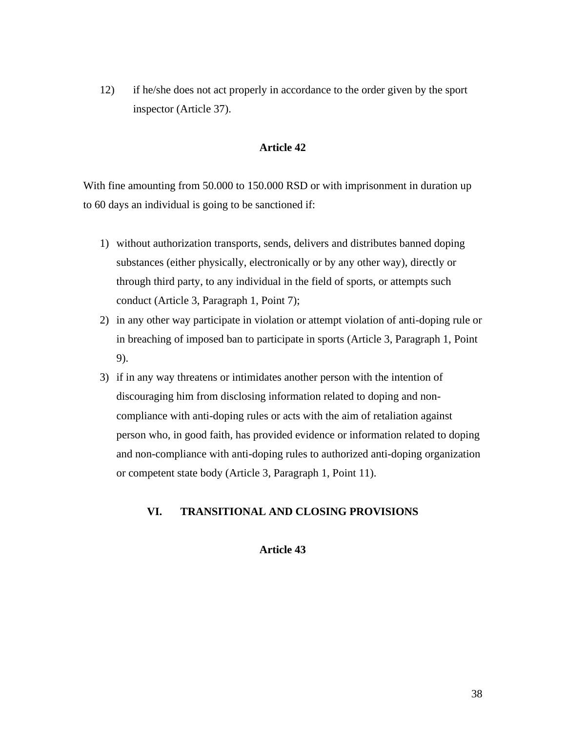12) if he/she does not act properly in accordance to the order given by the sport inspector (Article 37).

### Article 42

With fine amounting from 50.000 to 150.000 RSD or with imprisonment in duration up to 60 days an individual is going to be sanctioned if:

1) without authorization transports, sends, delivers and distributes banned doping substances (either physically, electronically or by any other way), directly or through third party, to any individual in the field of sports, or attempts such conduct (Article 3, Paragraph 1, Point 7);
2) in any other way participate in violation or attempt violation of anti-doping rule or in breaching of imposed ban to participate in sports (Article 3, Paragraph 1, Point 9).
3) if in any way threatens or intimidates another person with the intention of discouraging him from disclosing information related to doping and non-compliance with anti-doping rules or acts with the aim of retaliation against person who, in good faith, has provided evidence or information related to doping and non-compliance with anti-doping rules to authorized anti-doping organization or competent state body (Article 3, Paragraph 1, Point 11).

## VI. TRANSITIONAL AND CLOSING PROVISIONS

### Article 43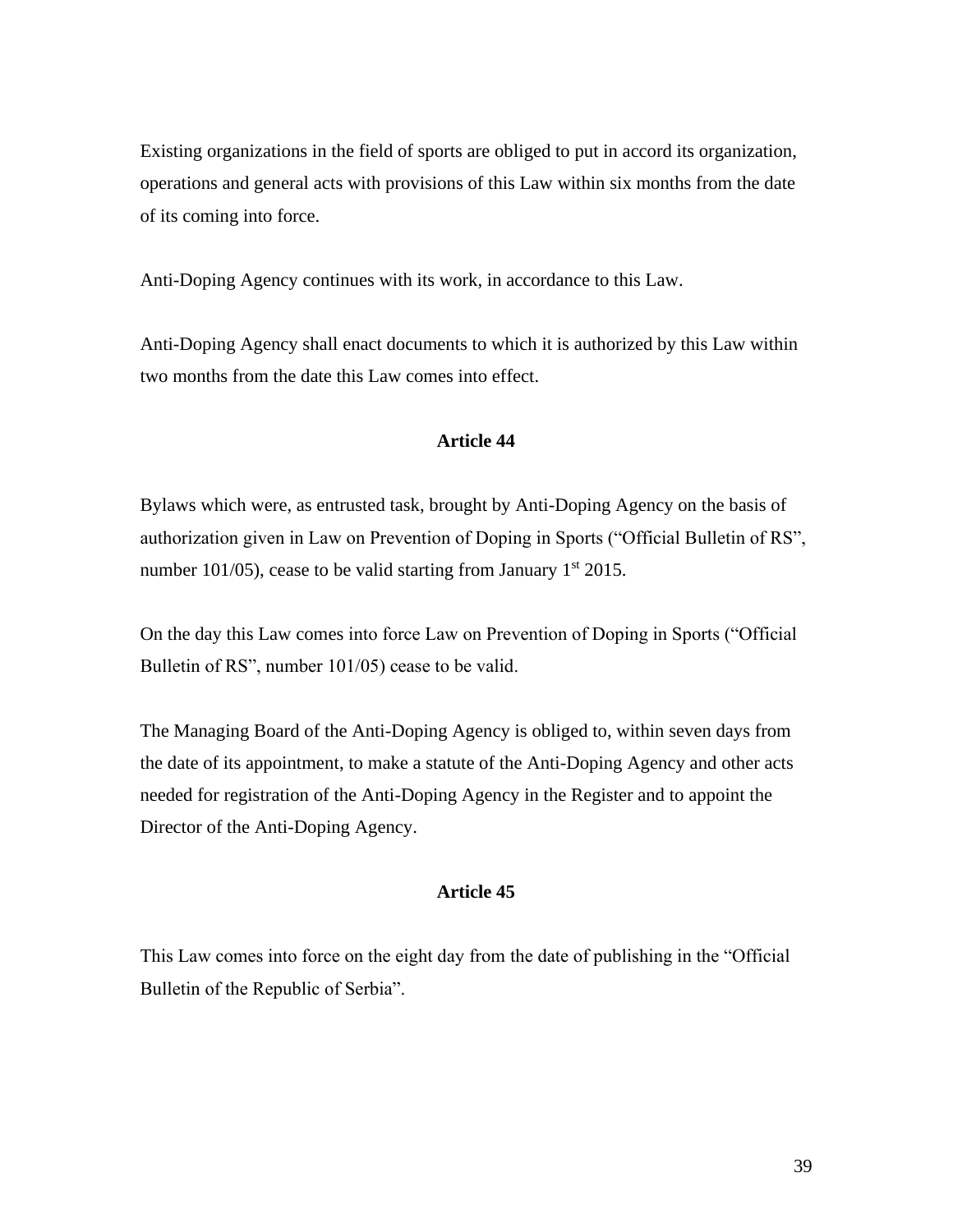Existing organizations in the field of sports are obliged to put in accord its organization, operations and general acts with provisions of this Law within six months from the date of its coming into force.

Anti-Doping Agency continues with its work, in accordance to this Law.

Anti-Doping Agency shall enact documents to which it is authorized by this Law within two months from the date this Law comes into effect.

**Article 44**

Bylaws which were, as entrusted task, brought by Anti-Doping Agency on the basis of authorization given in Law on Prevention of Doping in Sports ("Official Bulletin of RS", number 101/05), cease to be valid starting from January 1st 2015.

On the day this Law comes into force Law on Prevention of Doping in Sports ("Official Bulletin of RS", number 101/05) cease to be valid.

The Managing Board of the Anti-Doping Agency is obliged to, within seven days from the date of its appointment, to make a statute of the Anti-Doping Agency and other acts needed for registration of the Anti-Doping Agency in the Register and to appoint the Director of the Anti-Doping Agency.

**Article 45**

This Law comes into force on the eight day from the date of publishing in the "Official Bulletin of the Republic of Serbia".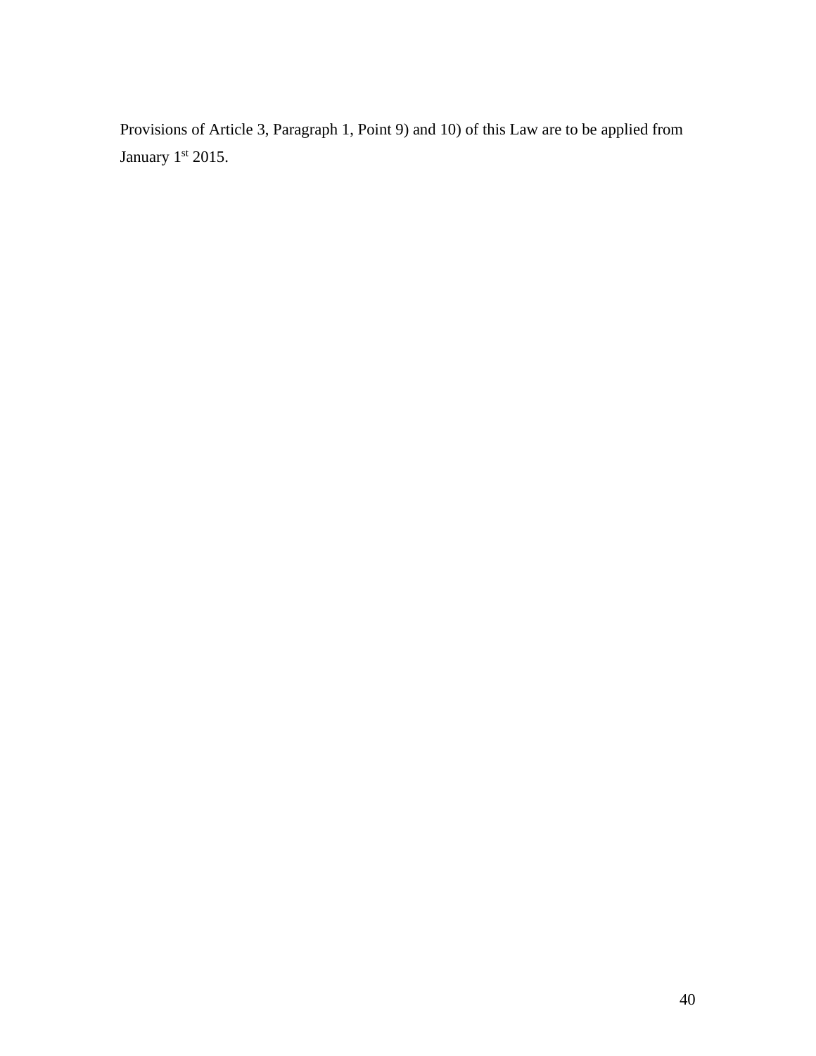Provisions of Article 3, Paragraph 1, Point 9) and 10) of this Law are to be applied from January 1st 2015.